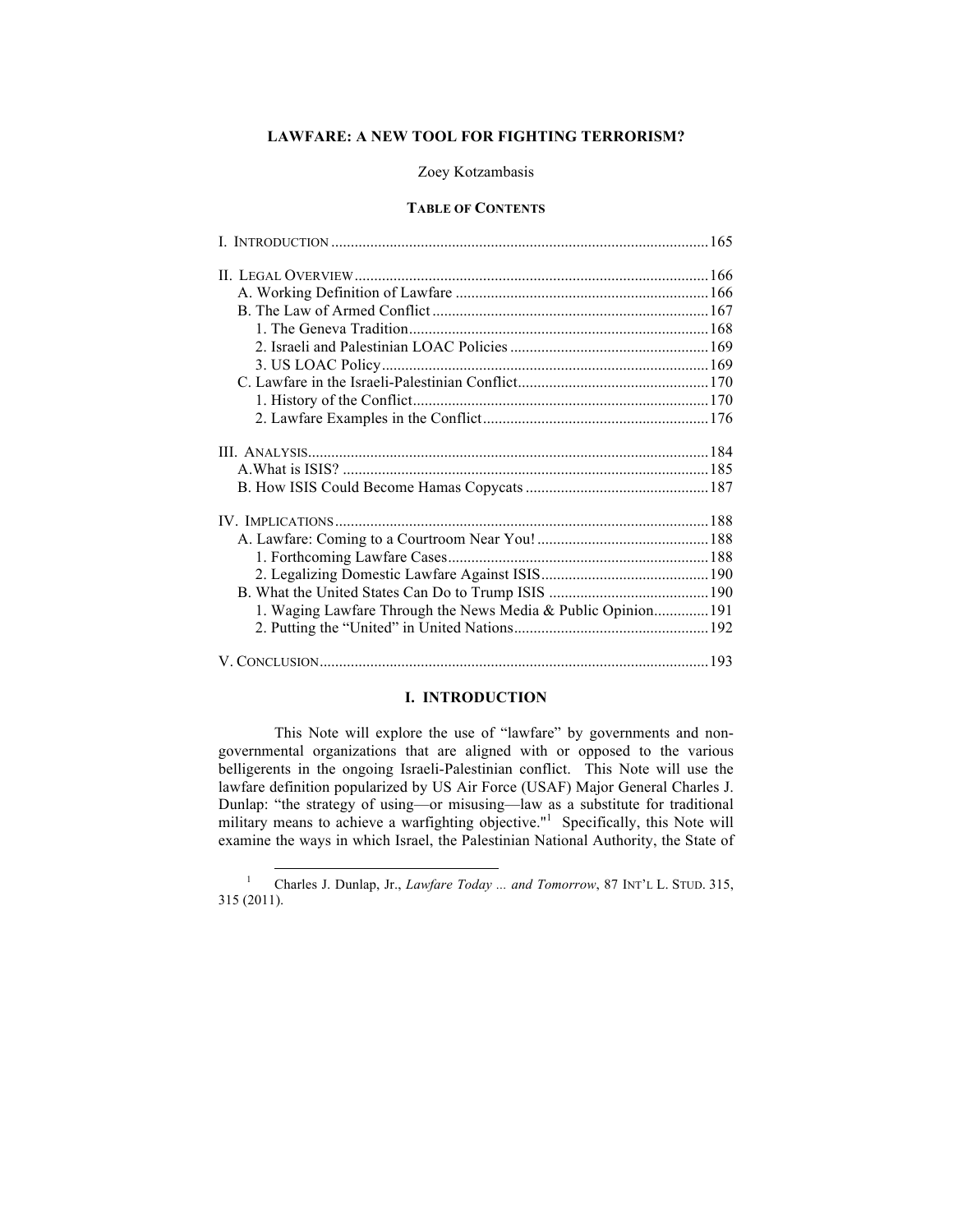# LAWFARE: A NEW TOOL FOR FIGHTING TERRORISM?

Zoey Kotzambasis

**TABLE OF CONTENTS**

I. INTRODUCTION ........ 165

II. LEGAL OVERVIEW ........ 166
- A. Working Definition of Lawfare ........ 166
- B. The Law of Armed Conflict ........ 167
  - 1. The Geneva Tradition ........ 168
  - 2. Israeli and Palestinian LOAC Policies ........ 169
  - 3. US LOAC Policy ........ 169
- C. Lawfare in the Israeli-Palestinian Conflict ........ 170
  - 1. History of the Conflict ........ 170
  - 2. Lawfare Examples in the Conflict ........ 176

III. ANALYSIS ........ 184
- A. What is ISIS? ........ 185
- B. How ISIS Could Become Hamas Copycats ........ 187

IV. IMPLICATIONS ........ 188
- A. Lawfare: Coming to a Courtroom Near You! ........ 188
  - 1. Forthcoming Lawfare Cases ........ 188
  - 2. Legalizing Domestic Lawfare Against ISIS ........ 190
- B. What the United States Can Do to Trump ISIS ........ 190
  - 1. Waging Lawfare Through the News Media & Public Opinion ........ 191
  - 2. Putting the "United" in United Nations ........ 192

V. CONCLUSION ........ 193

## I. INTRODUCTION

This Note will explore the use of "lawfare" by governments and non-governmental organizations that are aligned with or opposed to the various belligerents in the ongoing Israeli-Palestinian conflict. This Note will use the lawfare definition popularized by US Air Force (USAF) Major General Charles J. Dunlap: "the strategy of using—or misusing—law as a substitute for traditional military means to achieve a warfighting objective."[1] Specifically, this Note will examine the ways in which Israel, the Palestinian National Authority, the State of

---

[1] Charles J. Dunlap, Jr., *Lawfare Today ... and Tomorrow*, 87 INT'L L. STUD. 315, 315 (2011).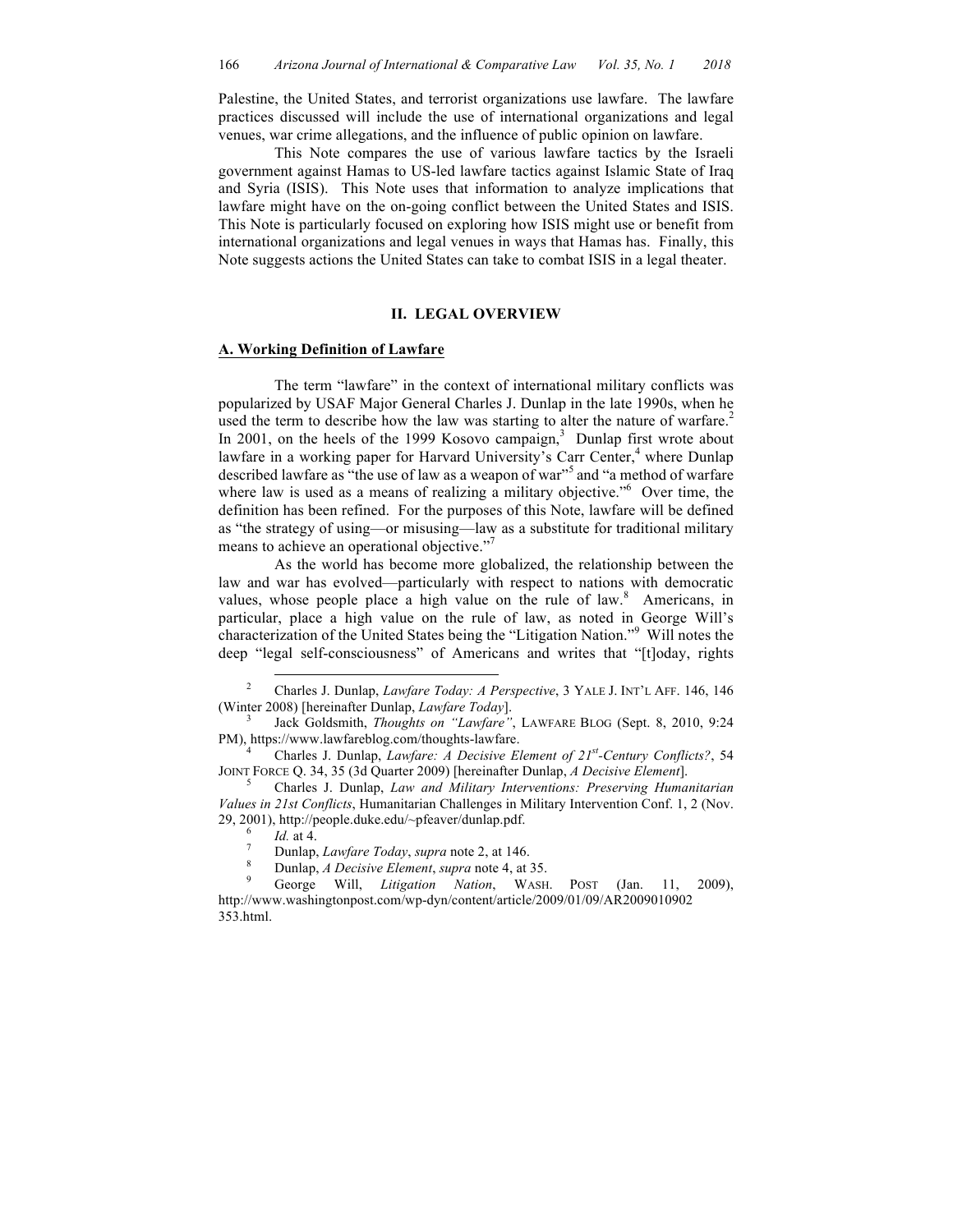Palestine, the United States, and terrorist organizations use lawfare. The lawfare practices discussed will include the use of international organizations and legal venues, war crime allegations, and the influence of public opinion on lawfare.

This Note compares the use of various lawfare tactics by the Israeli government against Hamas to US-led lawfare tactics against Islamic State of Iraq and Syria (ISIS). This Note uses that information to analyze implications that lawfare might have on the on-going conflict between the United States and ISIS. This Note is particularly focused on exploring how ISIS might use or benefit from international organizations and legal venues in ways that Hamas has. Finally, this Note suggests actions the United States can take to combat ISIS in a legal theater.

## II. LEGAL OVERVIEW

### A. Working Definition of Lawfare

The term "lawfare" in the context of international military conflicts was popularized by USAF Major General Charles J. Dunlap in the late 1990s, when he used the term to describe how the law was starting to alter the nature of warfare.[2] In 2001, on the heels of the 1999 Kosovo campaign,[3] Dunlap first wrote about lawfare in a working paper for Harvard University's Carr Center,[4] where Dunlap described lawfare as "the use of law as a weapon of war"[5] and "a method of warfare where law is used as a means of realizing a military objective."[6] Over time, the definition has been refined. For the purposes of this Note, lawfare will be defined as "the strategy of using—or misusing—law as a substitute for traditional military means to achieve an operational objective."[7]

As the world has become more globalized, the relationship between the law and war has evolved—particularly with respect to nations with democratic values, whose people place a high value on the rule of law.[8] Americans, in particular, place a high value on the rule of law, as noted in George Will's characterization of the United States being the "Litigation Nation."[9] Will notes the deep "legal self-consciousness" of Americans and writes that "[t]oday, rights

---

[2] Charles J. Dunlap, *Lawfare Today: A Perspective*, 3 YALE J. INT'L AFF. 146, 146 (Winter 2008) [hereinafter Dunlap, *Lawfare Today*].

[3] Jack Goldsmith, *Thoughts on "Lawfare"*, LAWFARE BLOG (Sept. 8, 2010, 9:24 PM), https://www.lawfareblog.com/thoughts-lawfare.

[4] Charles J. Dunlap, *Lawfare: A Decisive Element of 21st-Century Conflicts?*, 54 JOINT FORCE Q. 34, 35 (3d Quarter 2009) [hereinafter Dunlap, *A Decisive Element*].

[5] Charles J. Dunlap, *Law and Military Interventions: Preserving Humanitarian Values in 21st Conflicts*, Humanitarian Challenges in Military Intervention Conf. 1, 2 (Nov. 29, 2001), http://people.duke.edu/~pfeaver/dunlap.pdf.

[6] *Id.* at 4.

[7] Dunlap, *Lawfare Today*, *supra* note 2, at 146.

[8] Dunlap, *A Decisive Element*, *supra* note 4, at 35.

[9] George Will, *Litigation Nation*, WASH. POST (Jan. 11, 2009), http://www.washingtonpost.com/wp-dyn/content/article/2009/01/09/AR2009010902353.html.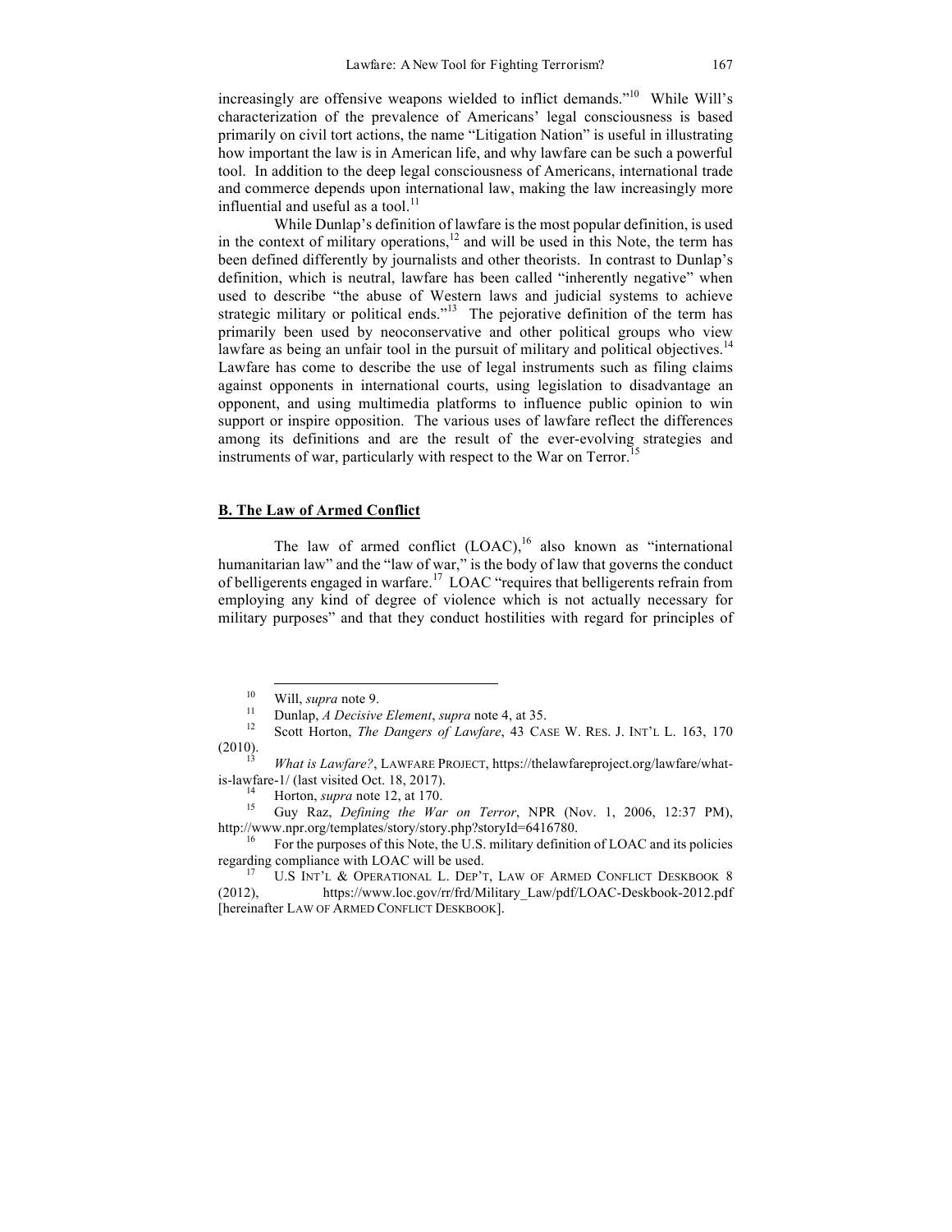increasingly are offensive weapons wielded to inflict demands."[10] While Will's characterization of the prevalence of Americans' legal consciousness is based primarily on civil tort actions, the name "Litigation Nation" is useful in illustrating how important the law is in American life, and why lawfare can be such a powerful tool. In addition to the deep legal consciousness of Americans, international trade and commerce depends upon international law, making the law increasingly more influential and useful as a tool.[11]

While Dunlap's definition of lawfare is the most popular definition, is used in the context of military operations,[12] and will be used in this Note, the term has been defined differently by journalists and other theorists. In contrast to Dunlap's definition, which is neutral, lawfare has been called "inherently negative" when used to describe "the abuse of Western laws and judicial systems to achieve strategic military or political ends."[13] The pejorative definition of the term has primarily been used by neoconservative and other political groups who view lawfare as being an unfair tool in the pursuit of military and political objectives.[14] Lawfare has come to describe the use of legal instruments such as filing claims against opponents in international courts, using legislation to disadvantage an opponent, and using multimedia platforms to influence public opinion to win support or inspire opposition. The various uses of lawfare reflect the differences among its definitions and are the result of the ever-evolving strategies and instruments of war, particularly with respect to the War on Terror.[15]

### B. The Law of Armed Conflict

The law of armed conflict (LOAC),[16] also known as "international humanitarian law" and the "law of war," is the body of law that governs the conduct of belligerents engaged in warfare.[17] LOAC "requires that belligerents refrain from employing any kind of degree of violence which is not actually necessary for military purposes" and that they conduct hostilities with regard for principles of

---

[10] Will, *supra* note 9.

[11] Dunlap, *A Decisive Element*, *supra* note 4, at 35.

[12] Scott Horton, *The Dangers of Lawfare*, 43 CASE W. RES. J. INT'L L. 163, 170 (2010).

[13] *What is Lawfare?*, LAWFARE PROJECT, https://thelawfareproject.org/lawfare/what-is-lawfare-1/ (last visited Oct. 18, 2017).

[14] Horton, *supra* note 12, at 170.

[15] Guy Raz, *Defining the War on Terror*, NPR (Nov. 1, 2006, 12:37 PM), http://www.npr.org/templates/story/story.php?storyId=6416780.

[16] For the purposes of this Note, the U.S. military definition of LOAC and its policies regarding compliance with LOAC will be used.

[17] U.S INT'L & OPERATIONAL L. DEP'T, LAW OF ARMED CONFLICT DESKBOOK 8 (2012), https://www.loc.gov/rr/frd/Military_Law/pdf/LOAC-Deskbook-2012.pdf [hereinafter LAW OF ARMED CONFLICT DESKBOOK].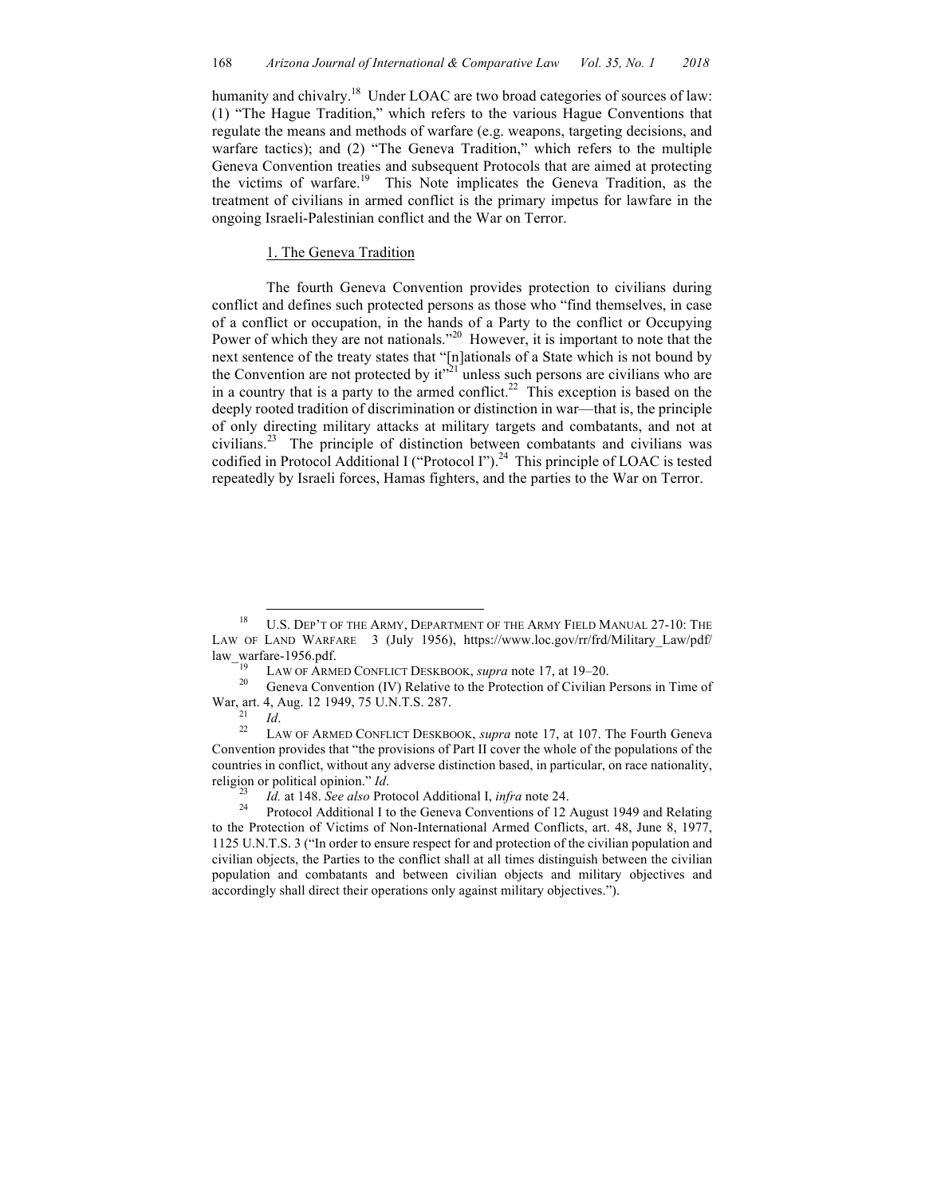humanity and chivalry.[18] Under LOAC are two broad categories of sources of law: (1) "The Hague Tradition," which refers to the various Hague Conventions that regulate the means and methods of warfare (e.g. weapons, targeting decisions, and warfare tactics); and (2) "The Geneva Tradition," which refers to the multiple Geneva Convention treaties and subsequent Protocols that are aimed at protecting the victims of warfare.[19] This Note implicates the Geneva Tradition, as the treatment of civilians in armed conflict is the primary impetus for lawfare in the ongoing Israeli-Palestinian conflict and the War on Terror.

1. The Geneva Tradition

The fourth Geneva Convention provides protection to civilians during conflict and defines such protected persons as those who "find themselves, in case of a conflict or occupation, in the hands of a Party to the conflict or Occupying Power of which they are not nationals."[20] However, it is important to note that the next sentence of the treaty states that "[n]ationals of a State which is not bound by the Convention are not protected by it"[21] unless such persons are civilians who are in a country that is a party to the armed conflict.[22] This exception is based on the deeply rooted tradition of discrimination or distinction in war—that is, the principle of only directing military attacks at military targets and combatants, and not at civilians.[23] The principle of distinction between combatants and civilians was codified in Protocol Additional I ("Protocol I").[24] This principle of LOAC is tested repeatedly by Israeli forces, Hamas fighters, and the parties to the War on Terror.

---

[18] U.S. DEP'T OF THE ARMY, DEPARTMENT OF THE ARMY FIELD MANUAL 27-10: THE LAW OF LAND WARFARE 3 (July 1956), https://www.loc.gov/rr/frd/Military_Law/pdf/law_warfare-1956.pdf.

[19] LAW OF ARMED CONFLICT DESKBOOK, *supra* note 17, at 19–20.

[20] Geneva Convention (IV) Relative to the Protection of Civilian Persons in Time of War, art. 4, Aug. 12 1949, 75 U.N.T.S. 287.

[21] *Id*.

[22] LAW OF ARMED CONFLICT DESKBOOK, *supra* note 17, at 107. The Fourth Geneva Convention provides that "the provisions of Part II cover the whole of the populations of the countries in conflict, without any adverse distinction based, in particular, on race nationality, religion or political opinion." *Id*.

[23] *Id.* at 148. *See also* Protocol Additional I, *infra* note 24.

[24] Protocol Additional I to the Geneva Conventions of 12 August 1949 and Relating to the Protection of Victims of Non-International Armed Conflicts, art. 48, June 8, 1977, 1125 U.N.T.S. 3 ("In order to ensure respect for and protection of the civilian population and civilian objects, the Parties to the conflict shall at all times distinguish between the civilian population and combatants and between civilian objects and military objectives and accordingly shall direct their operations only against military objectives.").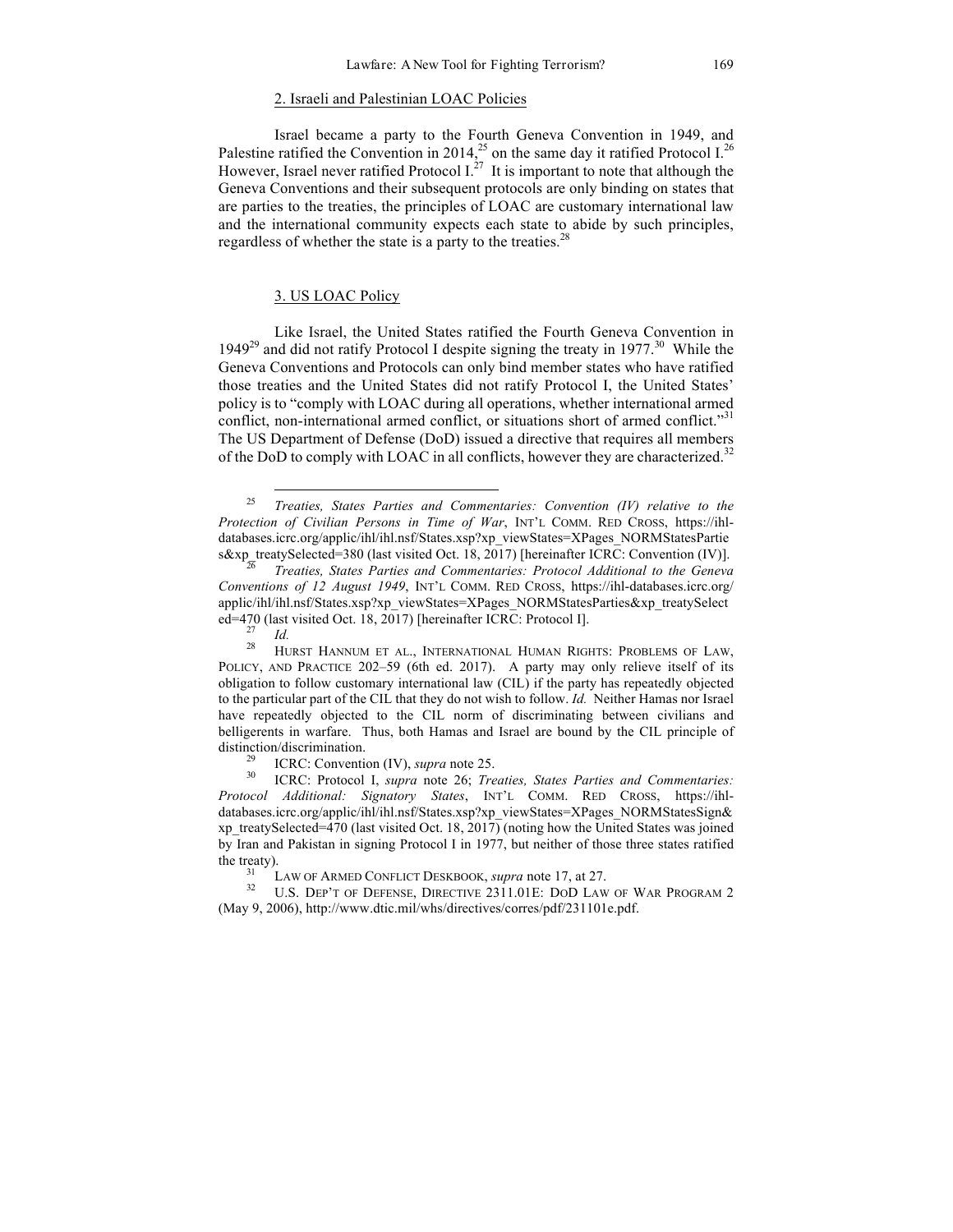### 2. Israeli and Palestinian LOAC Policies

Israel became a party to the Fourth Geneva Convention in 1949, and Palestine ratified the Convention in 2014,[25] on the same day it ratified Protocol I.[26] However, Israel never ratified Protocol I.[27] It is important to note that although the Geneva Conventions and their subsequent protocols are only binding on states that are parties to the treaties, the principles of LOAC are customary international law and the international community expects each state to abide by such principles, regardless of whether the state is a party to the treaties.[28]

### 3. US LOAC Policy

Like Israel, the United States ratified the Fourth Geneva Convention in 1949[29] and did not ratify Protocol I despite signing the treaty in 1977.[30] While the Geneva Conventions and Protocols can only bind member states who have ratified those treaties and the United States did not ratify Protocol I, the United States' policy is to "comply with LOAC during all operations, whether international armed conflict, non-international armed conflict, or situations short of armed conflict."[31] The US Department of Defense (DoD) issued a directive that requires all members of the DoD to comply with LOAC in all conflicts, however they are characterized.[32]

---

[25] *Treaties, States Parties and Commentaries: Convention (IV) relative to the Protection of Civilian Persons in Time of War*, INT'L COMM. RED CROSS, https://ihl-databases.icrc.org/applic/ihl/ihl.nsf/States.xsp?xp_viewStates=XPages_NORMStatesParties&xp_treatySelected=380 (last visited Oct. 18, 2017) [hereinafter ICRC: Convention (IV)].

[26] *Treaties, States Parties and Commentaries: Protocol Additional to the Geneva Conventions of 12 August 1949*, INT'L COMM. RED CROSS, https://ihl-databases.icrc.org/applic/ihl/ihl.nsf/States.xsp?xp_viewStates=XPages_NORMStatesParties&xp_treatySelected=470 (last visited Oct. 18, 2017) [hereinafter ICRC: Protocol I].

[27] *Id.*

[28] HURST HANNUM ET AL., INTERNATIONAL HUMAN RIGHTS: PROBLEMS OF LAW, POLICY, AND PRACTICE 202–59 (6th ed. 2017). A party may only relieve itself of its obligation to follow customary international law (CIL) if the party has repeatedly objected to the particular part of the CIL that they do not wish to follow. *Id.* Neither Hamas nor Israel have repeatedly objected to the CIL norm of discriminating between civilians and belligerents in warfare. Thus, both Hamas and Israel are bound by the CIL principle of distinction/discrimination.

[29] ICRC: Convention (IV), *supra* note 25.

[30] ICRC: Protocol I, *supra* note 26; *Treaties, States Parties and Commentaries: Protocol Additional: Signatory States*, INT'L COMM. RED CROSS, https://ihl-databases.icrc.org/applic/ihl/ihl.nsf/States.xsp?xp_viewStates=XPages_NORMStatesSign&xp_treatySelected=470 (last visited Oct. 18, 2017) (noting how the United States was joined by Iran and Pakistan in signing Protocol I in 1977, but neither of those three states ratified the treaty).

[31] LAW OF ARMED CONFLICT DESKBOOK, *supra* note 17, at 27.

[32] U.S. DEP'T OF DEFENSE, DIRECTIVE 2311.01E: DOD LAW OF WAR PROGRAM 2 (May 9, 2006), http://www.dtic.mil/whs/directives/corres/pdf/231101e.pdf.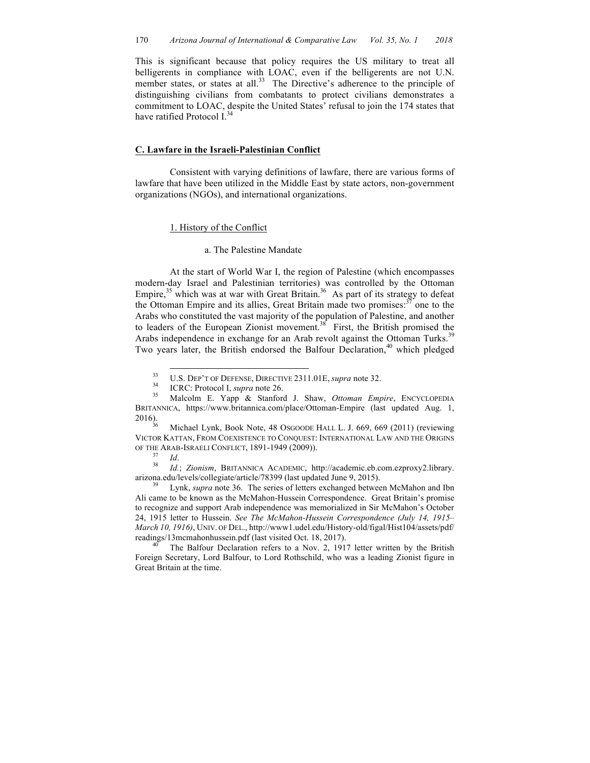This is significant because that policy requires the US military to treat all belligerents in compliance with LOAC, even if the belligerents are not U.N. member states, or states at all.[33] The Directive's adherence to the principle of distinguishing civilians from combatants to protect civilians demonstrates a commitment to LOAC, despite the United States' refusal to join the 174 states that have ratified Protocol I.[34]

## C. Lawfare in the Israeli-Palestinian Conflict

Consistent with varying definitions of lawfare, there are various forms of lawfare that have been utilized in the Middle East by state actors, non-government organizations (NGOs), and international organizations.

### 1. History of the Conflict

#### a. The Palestine Mandate

At the start of World War I, the region of Palestine (which encompasses modern-day Israel and Palestinian territories) was controlled by the Ottoman Empire,[35] which was at war with Great Britain.[36] As part of its strategy to defeat the Ottoman Empire and its allies, Great Britain made two promises:[37] one to the Arabs who constituted the vast majority of the population of Palestine, and another to leaders of the European Zionist movement.[38] First, the British promised the Arabs independence in exchange for an Arab revolt against the Ottoman Turks.[39] Two years later, the British endorsed the Balfour Declaration,[40] which pledged

---

[33] U.S. DEP'T OF DEFENSE, DIRECTIVE 2311.01E, *supra* note 32.

[34] ICRC: Protocol I, *supra* note 26.

[35] Malcolm E. Yapp & Stanford J. Shaw, *Ottoman Empire*, ENCYCLOPEDIA BRITANNICA, https://www.britannica.com/place/Ottoman-Empire (last updated Aug. 1, 2016).

[36] Michael Lynk, Book Note, 48 OSGOODE HALL L. J. 669, 669 (2011) (reviewing VICTOR KATTAN, FROM COEXISTENCE TO CONQUEST: INTERNATIONAL LAW AND THE ORIGINS OF THE ARAB-ISRAELI CONFLICT, 1891-1949 (2009)).

[37] *Id*.

[38] *Id.*; *Zionism*, BRITANNICA ACADEMIC, http://academic.eb.com.ezproxy2.library.arizona.edu/levels/collegiate/article/78399 (last updated June 9, 2015).

[39] Lynk, *supra* note 36. The series of letters exchanged between McMahon and Ibn Ali came to be known as the McMahon-Hussein Correspondence. Great Britain's promise to recognize and support Arab independence was memorialized in Sir McMahon's October 24, 1915 letter to Hussein. *See The McMahon-Hussein Correspondence (July 14, 1915–March 10, 1916)*, UNIV. OF DEL., http://www1.udel.edu/History-old/figal/Hist104/assets/pdf/readings/13mcmahonhussein.pdf (last visited Oct. 18, 2017).

[40] The Balfour Declaration refers to a Nov. 2, 1917 letter written by the British Foreign Secretary, Lord Balfour, to Lord Rothschild, who was a leading Zionist figure in Great Britain at the time.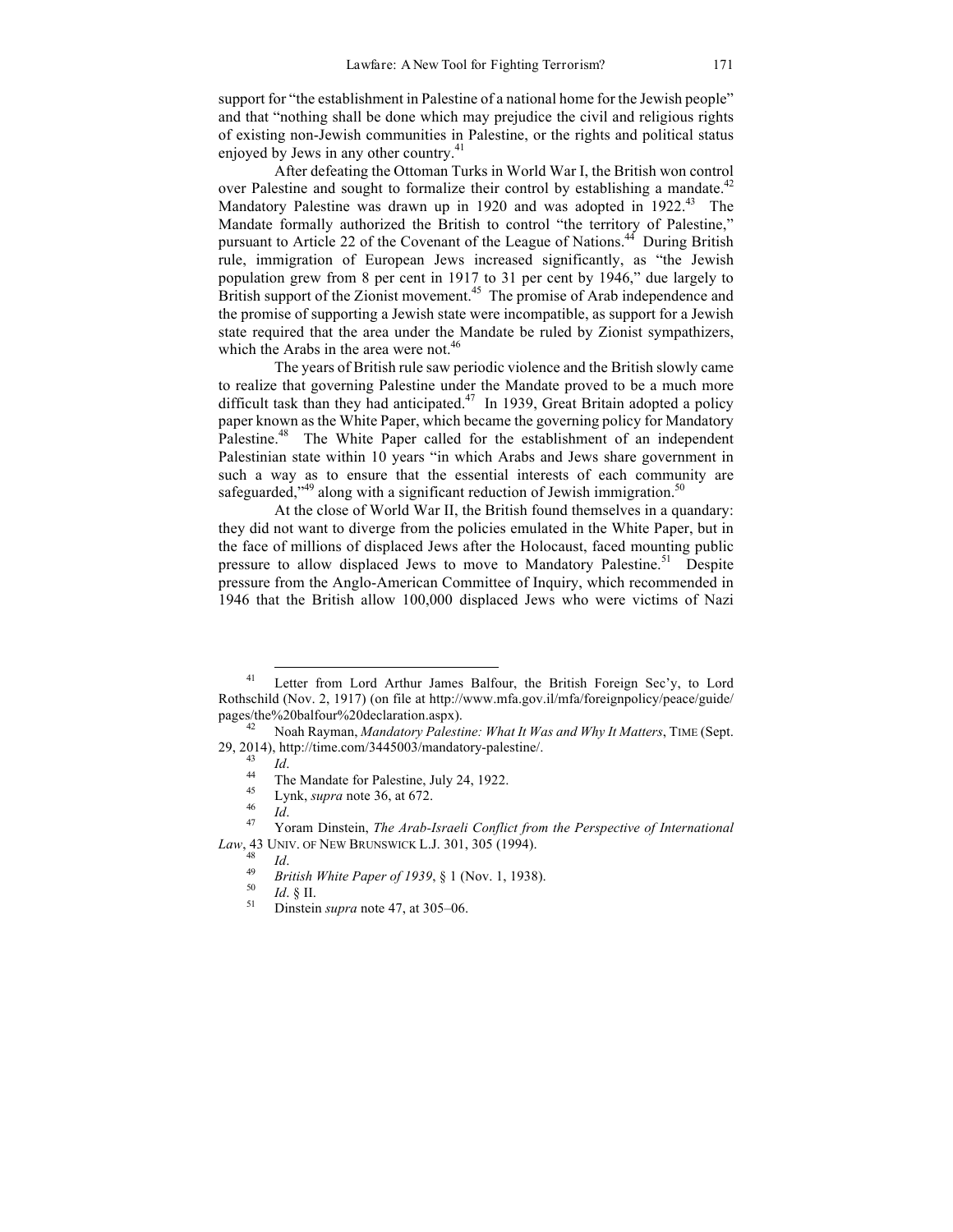support for "the establishment in Palestine of a national home for the Jewish people" and that "nothing shall be done which may prejudice the civil and religious rights of existing non-Jewish communities in Palestine, or the rights and political status enjoyed by Jews in any other country.[41]

After defeating the Ottoman Turks in World War I, the British won control over Palestine and sought to formalize their control by establishing a mandate.[42] Mandatory Palestine was drawn up in 1920 and was adopted in 1922.[43] The Mandate formally authorized the British to control "the territory of Palestine," pursuant to Article 22 of the Covenant of the League of Nations.[44] During British rule, immigration of European Jews increased significantly, as "the Jewish population grew from 8 per cent in 1917 to 31 per cent by 1946," due largely to British support of the Zionist movement.[45] The promise of Arab independence and the promise of supporting a Jewish state were incompatible, as support for a Jewish state required that the area under the Mandate be ruled by Zionist sympathizers, which the Arabs in the area were not.[46]

The years of British rule saw periodic violence and the British slowly came to realize that governing Palestine under the Mandate proved to be a much more difficult task than they had anticipated.[47] In 1939, Great Britain adopted a policy paper known as the White Paper, which became the governing policy for Mandatory Palestine.[48] The White Paper called for the establishment of an independent Palestinian state within 10 years "in which Arabs and Jews share government in such a way as to ensure that the essential interests of each community are safeguarded,"[49] along with a significant reduction of Jewish immigration.[50]

At the close of World War II, the British found themselves in a quandary: they did not want to diverge from the policies emulated in the White Paper, but in the face of millions of displaced Jews after the Holocaust, faced mounting public pressure to allow displaced Jews to move to Mandatory Palestine.[51] Despite pressure from the Anglo-American Committee of Inquiry, which recommended in 1946 that the British allow 100,000 displaced Jews who were victims of Nazi

---

[41] Letter from Lord Arthur James Balfour, the British Foreign Sec'y, to Lord Rothschild (Nov. 2, 1917) (on file at http://www.mfa.gov.il/mfa/foreignpolicy/peace/guide/pages/the%20balfour%20declaration.aspx).

[42] Noah Rayman, *Mandatory Palestine: What It Was and Why It Matters*, TIME (Sept. 29, 2014), http://time.com/3445003/mandatory-palestine/.

[43] *Id*.

[44] The Mandate for Palestine, July 24, 1922.

[45] Lynk, *supra* note 36, at 672.

[46] *Id*.

[47] Yoram Dinstein, *The Arab-Israeli Conflict from the Perspective of International Law*, 43 UNIV. OF NEW BRUNSWICK L.J. 301, 305 (1994).

[48] *Id*.

[49] *British White Paper of 1939*, § 1 (Nov. 1, 1938).

[50] *Id*. § II.

[51] Dinstein *supra* note 47, at 305–06.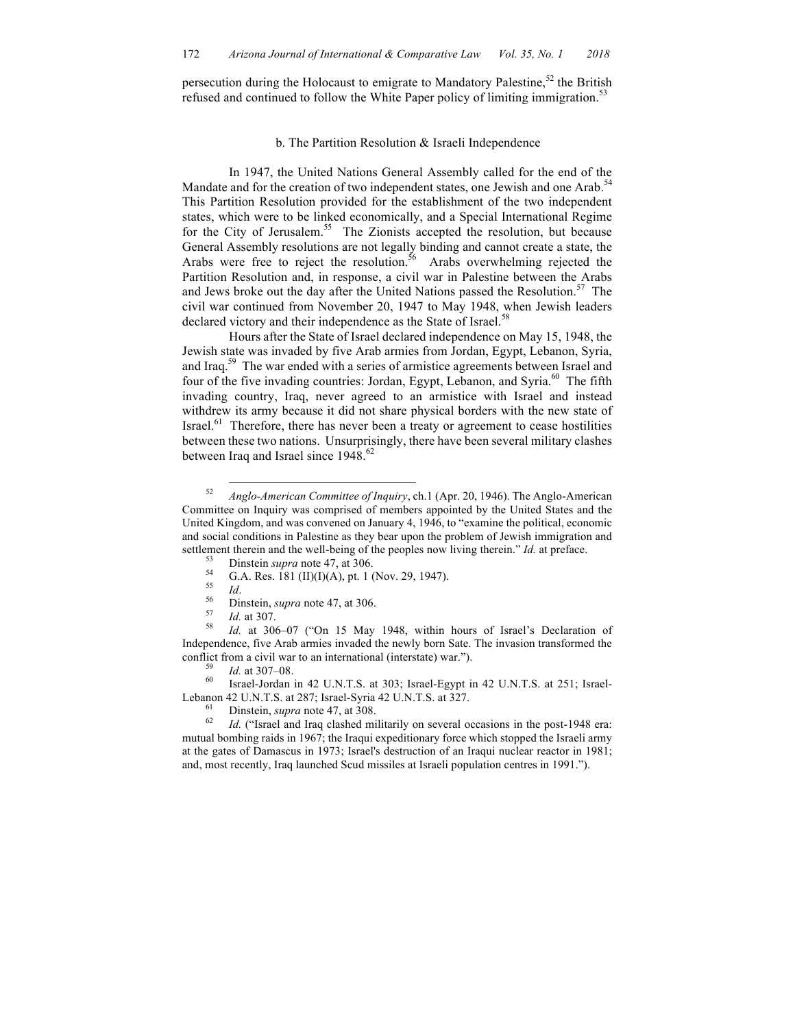persecution during the Holocaust to emigrate to Mandatory Palestine,[52] the British refused and continued to follow the White Paper policy of limiting immigration.[53]

### b. The Partition Resolution & Israeli Independence

In 1947, the United Nations General Assembly called for the end of the Mandate and for the creation of two independent states, one Jewish and one Arab.[54] This Partition Resolution provided for the establishment of the two independent states, which were to be linked economically, and a Special International Regime for the City of Jerusalem.[55] The Zionists accepted the resolution, but because General Assembly resolutions are not legally binding and cannot create a state, the Arabs were free to reject the resolution.[56] Arabs overwhelming rejected the Partition Resolution and, in response, a civil war in Palestine between the Arabs and Jews broke out the day after the United Nations passed the Resolution.[57] The civil war continued from November 20, 1947 to May 1948, when Jewish leaders declared victory and their independence as the State of Israel.[58]

Hours after the State of Israel declared independence on May 15, 1948, the Jewish state was invaded by five Arab armies from Jordan, Egypt, Lebanon, Syria, and Iraq.[59] The war ended with a series of armistice agreements between Israel and four of the five invading countries: Jordan, Egypt, Lebanon, and Syria.[60] The fifth invading country, Iraq, never agreed to an armistice with Israel and instead withdrew its army because it did not share physical borders with the new state of Israel.[61] Therefore, there has never been a treaty or agreement to cease hostilities between these two nations. Unsurprisingly, there have been several military clashes between Iraq and Israel since 1948.[62]

---

[52] *Anglo-American Committee of Inquiry*, ch.1 (Apr. 20, 1946). The Anglo-American Committee on Inquiry was comprised of members appointed by the United States and the United Kingdom, and was convened on January 4, 1946, to "examine the political, economic and social conditions in Palestine as they bear upon the problem of Jewish immigration and settlement therein and the well-being of the peoples now living therein." *Id.* at preface.

[53] Dinstein *supra* note 47, at 306.

[54] G.A. Res. 181 (II)(I)(A), pt. 1 (Nov. 29, 1947).

[55] *Id*.

[56] Dinstein, *supra* note 47, at 306.

[57] *Id.* at 307.

[58] *Id.* at 306–07 ("On 15 May 1948, within hours of Israel's Declaration of Independence, five Arab armies invaded the newly born Sate. The invasion transformed the conflict from a civil war to an international (interstate) war.").

[59] *Id.* at 307–08.

[60] Israel-Jordan in 42 U.N.T.S. at 303; Israel-Egypt in 42 U.N.T.S. at 251; Israel-Lebanon 42 U.N.T.S. at 287; Israel-Syria 42 U.N.T.S. at 327.

[61] Dinstein, *supra* note 47, at 308.

[62] *Id.* ("Israel and Iraq clashed militarily on several occasions in the post-1948 era: mutual bombing raids in 1967; the Iraqui expeditionary force which stopped the Israeli army at the gates of Damascus in 1973; Israel's destruction of an Iraqui nuclear reactor in 1981; and, most recently, Iraq launched Scud missiles at Israeli population centres in 1991.").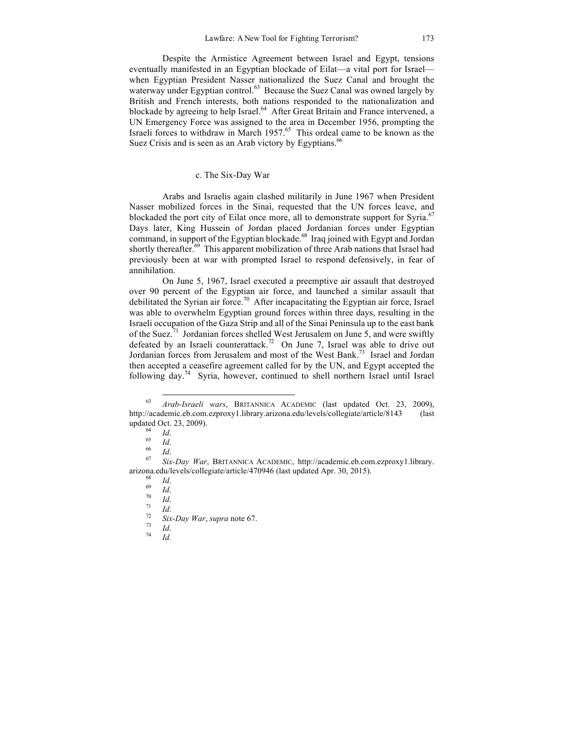Despite the Armistice Agreement between Israel and Egypt, tensions eventually manifested in an Egyptian blockade of Eilat—a vital port for Israel—when Egyptian President Nasser nationalized the Suez Canal and brought the waterway under Egyptian control.[63] Because the Suez Canal was owned largely by British and French interests, both nations responded to the nationalization and blockade by agreeing to help Israel.[64] After Great Britain and France intervened, a UN Emergency Force was assigned to the area in December 1956, prompting the Israeli forces to withdraw in March 1957.[65] This ordeal came to be known as the Suez Crisis and is seen as an Arab victory by Egyptians.[66]

### c. The Six-Day War

Arabs and Israelis again clashed militarily in June 1967 when President Nasser mobilized forces in the Sinai, requested that the UN forces leave, and blockaded the port city of Eilat once more, all to demonstrate support for Syria.[67] Days later, King Hussein of Jordan placed Jordanian forces under Egyptian command, in support of the Egyptian blockade.[68] Iraq joined with Egypt and Jordan shortly thereafter.[69] This apparent mobilization of three Arab nations that Israel had previously been at war with prompted Israel to respond defensively, in fear of annihilation.

On June 5, 1967, Israel executed a preemptive air assault that destroyed over 90 percent of the Egyptian air force, and launched a similar assault that debilitated the Syrian air force.[70] After incapacitating the Egyptian air force, Israel was able to overwhelm Egyptian ground forces within three days, resulting in the Israeli occupation of the Gaza Strip and all of the Sinai Peninsula up to the east bank of the Suez.[71] Jordanian forces shelled West Jerusalem on June 5, and were swiftly defeated by an Israeli counterattack.[72] On June 7, Israel was able to drive out Jordanian forces from Jerusalem and most of the West Bank.[73] Israel and Jordan then accepted a ceasefire agreement called for by the UN, and Egypt accepted the following day.[74] Syria, however, continued to shell northern Israel until Israel

---

[63] *Arab-Israeli wars*, BRITANNICA ACADEMIC (last updated Oct. 23, 2009), http://academic.eb.com.ezproxy1.library.arizona.edu/levels/collegiate/article/8143 (last updated Oct. 23, 2009).

[64] *Id*.

[65] *Id*.

[66] *Id*.

[67] *Six-Day War*, BRITANNICA ACADEMIC, http://academic.eb.com.ezproxy1.library.arizona.edu/levels/collegiate/article/470946 (last updated Apr. 30, 2015).

[68] *Id*.

[69] *Id*.

[70] *Id*.

[71] *Id*.

[72] *Six-Day War*, *supra* note 67.

[73] *Id*.

[74] *Id.*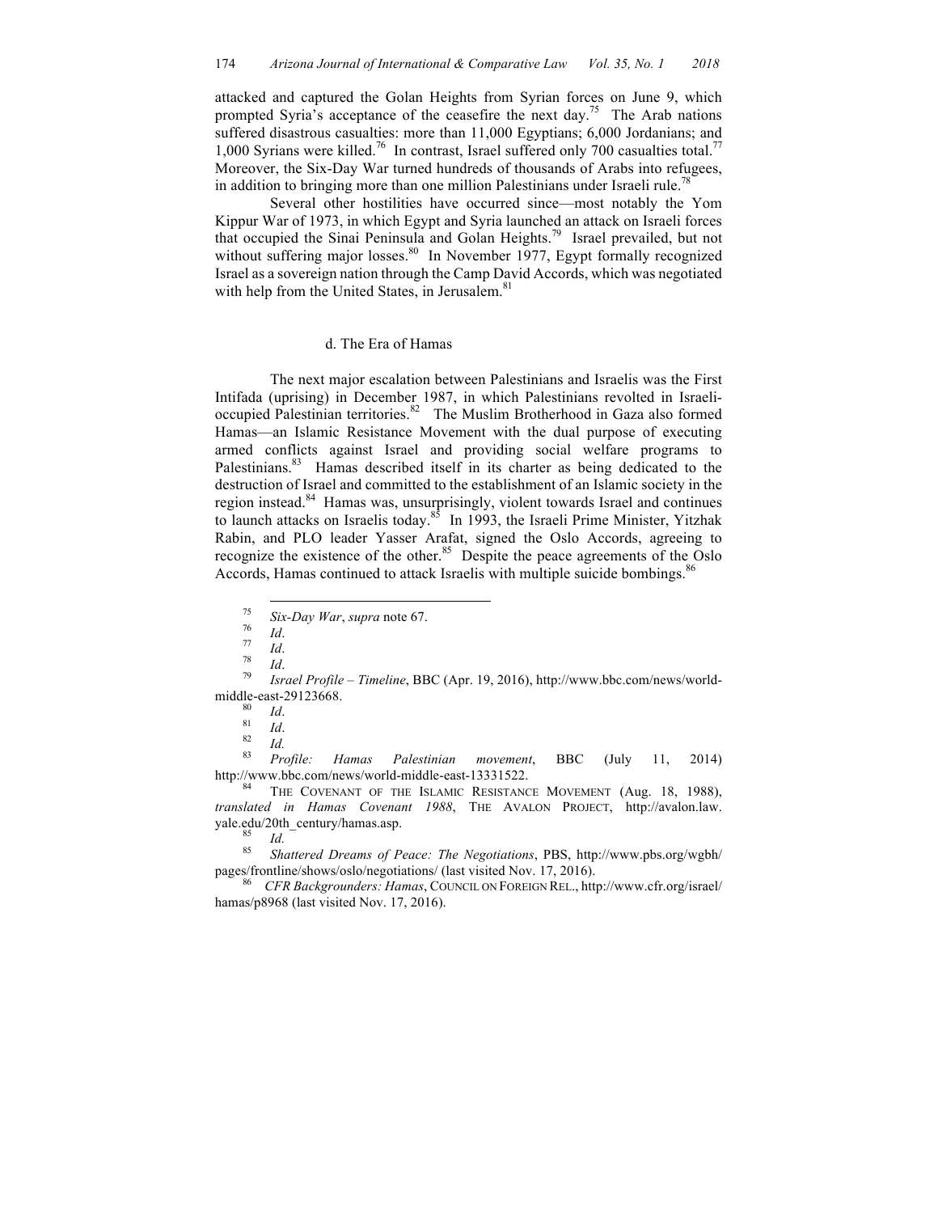attacked and captured the Golan Heights from Syrian forces on June 9, which prompted Syria's acceptance of the ceasefire the next day.[75] The Arab nations suffered disastrous casualties: more than 11,000 Egyptians; 6,000 Jordanians; and 1,000 Syrians were killed.[76] In contrast, Israel suffered only 700 casualties total.[77] Moreover, the Six-Day War turned hundreds of thousands of Arabs into refugees, in addition to bringing more than one million Palestinians under Israeli rule.[78]

Several other hostilities have occurred since—most notably the Yom Kippur War of 1973, in which Egypt and Syria launched an attack on Israeli forces that occupied the Sinai Peninsula and Golan Heights.[79] Israel prevailed, but not without suffering major losses.[80] In November 1977, Egypt formally recognized Israel as a sovereign nation through the Camp David Accords, which was negotiated with help from the United States, in Jerusalem.[81]

#### d. The Era of Hamas

The next major escalation between Palestinians and Israelis was the First Intifada (uprising) in December 1987, in which Palestinians revolted in Israeli-occupied Palestinian territories.[82] The Muslim Brotherhood in Gaza also formed Hamas—an Islamic Resistance Movement with the dual purpose of executing armed conflicts against Israel and providing social welfare programs to Palestinians.[83] Hamas described itself in its charter as being dedicated to the destruction of Israel and committed to the establishment of an Islamic society in the region instead.[84] Hamas was, unsurprisingly, violent towards Israel and continues to launch attacks on Israelis today.[85] In 1993, the Israeli Prime Minister, Yitzhak Rabin, and PLO leader Yasser Arafat, signed the Oslo Accords, agreeing to recognize the existence of the other.[85] Despite the peace agreements of the Oslo Accords, Hamas continued to attack Israelis with multiple suicide bombings.[86]

---

[75] *Six-Day War*, *supra* note 67.

[76] *Id*.

[77] *Id*.

[78] *Id*.

[79] *Israel Profile – Timeline*, BBC (Apr. 19, 2016), http://www.bbc.com/news/world-middle-east-29123668.

[80] *Id*.

[81] *Id*.

[82] *Id.*

[83] *Profile: Hamas Palestinian movement*, BBC (July 11, 2014) http://www.bbc.com/news/world-middle-east-13331522.

[84] THE COVENANT OF THE ISLAMIC RESISTANCE MOVEMENT (Aug. 18, 1988), *translated in Hamas Covenant 1988*, THE AVALON PROJECT, http://avalon.law.yale.edu/20th_century/hamas.asp.

[85] *Id.*

[85] *Shattered Dreams of Peace: The Negotiations*, PBS, http://www.pbs.org/wgbh/pages/frontline/shows/oslo/negotiations/ (last visited Nov. 17, 2016).

[86] *CFR Backgrounders: Hamas*, COUNCIL ON FOREIGN REL., http://www.cfr.org/israel/hamas/p8968 (last visited Nov. 17, 2016).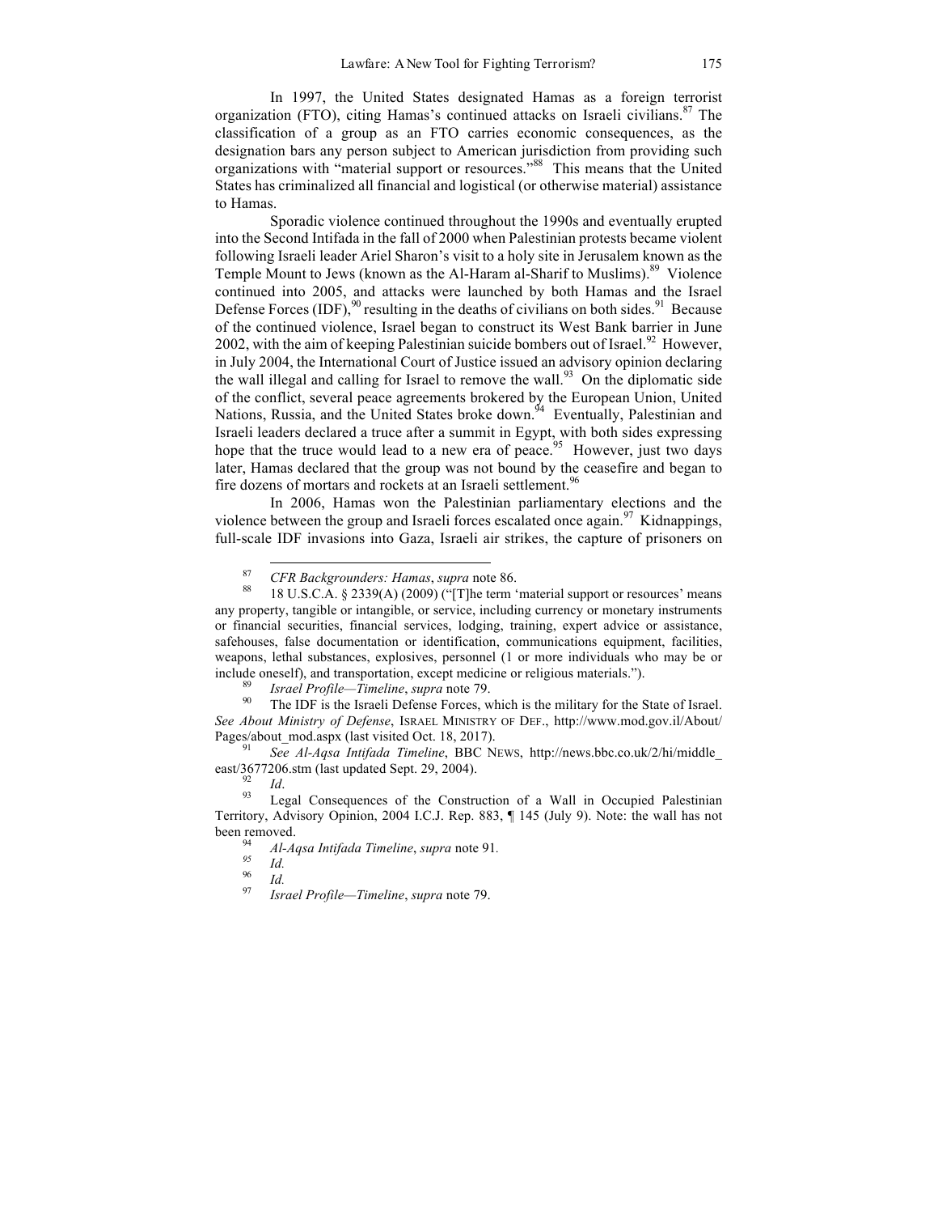In 1997, the United States designated Hamas as a foreign terrorist organization (FTO), citing Hamas's continued attacks on Israeli civilians.[87] The classification of a group as an FTO carries economic consequences, as the designation bars any person subject to American jurisdiction from providing such organizations with "material support or resources."[88] This means that the United States has criminalized all financial and logistical (or otherwise material) assistance to Hamas.

Sporadic violence continued throughout the 1990s and eventually erupted into the Second Intifada in the fall of 2000 when Palestinian protests became violent following Israeli leader Ariel Sharon's visit to a holy site in Jerusalem known as the Temple Mount to Jews (known as the Al-Haram al-Sharif to Muslims).[89] Violence continued into 2005, and attacks were launched by both Hamas and the Israel Defense Forces (IDF),[90] resulting in the deaths of civilians on both sides.[91] Because of the continued violence, Israel began to construct its West Bank barrier in June 2002, with the aim of keeping Palestinian suicide bombers out of Israel.[92] However, in July 2004, the International Court of Justice issued an advisory opinion declaring the wall illegal and calling for Israel to remove the wall.[93] On the diplomatic side of the conflict, several peace agreements brokered by the European Union, United Nations, Russia, and the United States broke down.[94] Eventually, Palestinian and Israeli leaders declared a truce after a summit in Egypt, with both sides expressing hope that the truce would lead to a new era of peace.[95] However, just two days later, Hamas declared that the group was not bound by the ceasefire and began to fire dozens of mortars and rockets at an Israeli settlement.[96]

In 2006, Hamas won the Palestinian parliamentary elections and the violence between the group and Israeli forces escalated once again.[97] Kidnappings, full-scale IDF invasions into Gaza, Israeli air strikes, the capture of prisoners on

---

[87] *CFR Backgrounders: Hamas*, *supra* note 86.

[88] 18 U.S.C.A. § 2339(A) (2009) ("[T]he term 'material support or resources' means any property, tangible or intangible, or service, including currency or monetary instruments or financial securities, financial services, lodging, training, expert advice or assistance, safehouses, false documentation or identification, communications equipment, facilities, weapons, lethal substances, explosives, personnel (1 or more individuals who may be or include oneself), and transportation, except medicine or religious materials.").

[89] *Israel Profile—Timeline*, *supra* note 79.

[90] The IDF is the Israeli Defense Forces, which is the military for the State of Israel. *See About Ministry of Defense*, ISRAEL MINISTRY OF DEF., http://www.mod.gov.il/About/Pages/about_mod.aspx (last visited Oct. 18, 2017).

[91] *See Al-Aqsa Intifada Timeline*, BBC NEWS, http://news.bbc.co.uk/2/hi/middle_east/3677206.stm (last updated Sept. 29, 2004).

[92] *Id*.

[93] Legal Consequences of the Construction of a Wall in Occupied Palestinian Territory, Advisory Opinion, 2004 I.C.J. Rep. 883, ¶ 145 (July 9). Note: the wall has not been removed.

[94] *Al-Aqsa Intifada Timeline*, *supra* note 91.

[95] *Id.*

[96] *Id.*

[97] *Israel Profile—Timeline*, *supra* note 79.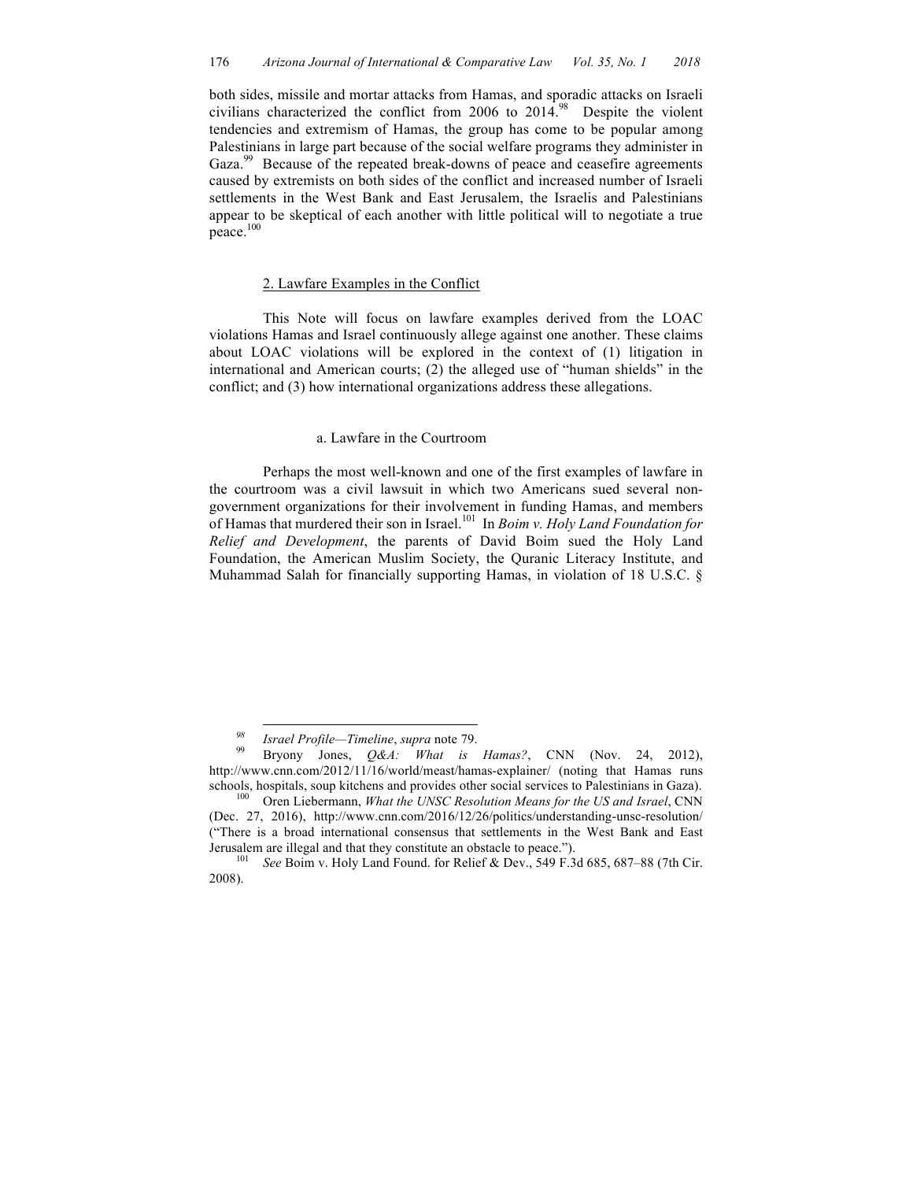both sides, missile and mortar attacks from Hamas, and sporadic attacks on Israeli civilians characterized the conflict from 2006 to 2014.[98] Despite the violent tendencies and extremism of Hamas, the group has come to be popular among Palestinians in large part because of the social welfare programs they administer in Gaza.[99] Because of the repeated break-downs of peace and ceasefire agreements caused by extremists on both sides of the conflict and increased number of Israeli settlements in the West Bank and East Jerusalem, the Israelis and Palestinians appear to be skeptical of each another with little political will to negotiate a true peace.[100]

## 2. Lawfare Examples in the Conflict

This Note will focus on lawfare examples derived from the LOAC violations Hamas and Israel continuously allege against one another. These claims about LOAC violations will be explored in the context of (1) litigation in international and American courts; (2) the alleged use of "human shields" in the conflict; and (3) how international organizations address these allegations.

### a. Lawfare in the Courtroom

Perhaps the most well-known and one of the first examples of lawfare in the courtroom was a civil lawsuit in which two Americans sued several non-government organizations for their involvement in funding Hamas, and members of Hamas that murdered their son in Israel.[101] In *Boim v. Holy Land Foundation for Relief and Development*, the parents of David Boim sued the Holy Land Foundation, the American Muslim Society, the Quranic Literacy Institute, and Muhammad Salah for financially supporting Hamas, in violation of 18 U.S.C. §

---

[98] *Israel Profile—Timeline*, *supra* note 79.

[99] Bryony Jones, *Q&A: What is Hamas?*, CNN (Nov. 24, 2012), http://www.cnn.com/2012/11/16/world/meast/hamas-explainer/ (noting that Hamas runs schools, hospitals, soup kitchens and provides other social services to Palestinians in Gaza).

[100] Oren Liebermann, *What the UNSC Resolution Means for the US and Israel*, CNN (Dec. 27, 2016), http://www.cnn.com/2016/12/26/politics/understanding-unsc-resolution/ ("There is a broad international consensus that settlements in the West Bank and East Jerusalem are illegal and that they constitute an obstacle to peace.").

[101] *See* Boim v. Holy Land Found. for Relief & Dev., 549 F.3d 685, 687–88 (7th Cir. 2008).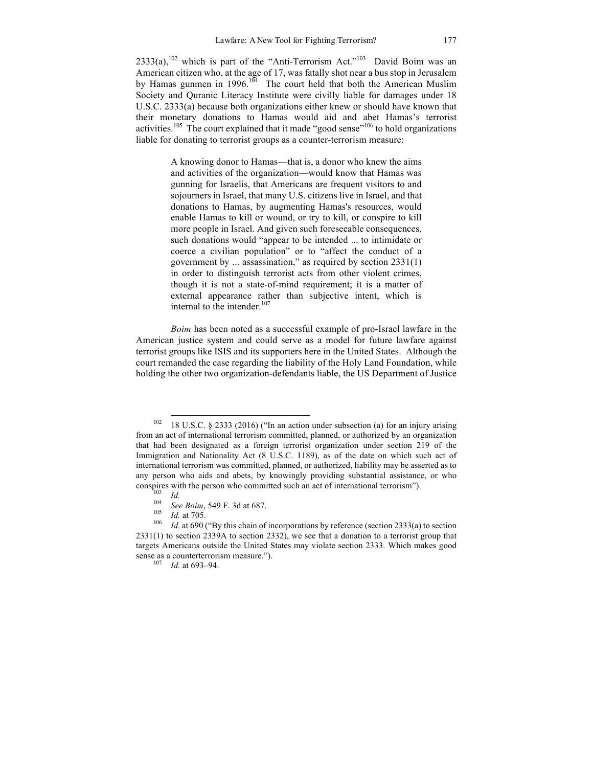2333(a),[102] which is part of the "Anti-Terrorism Act."[103] David Boim was an American citizen who, at the age of 17, was fatally shot near a bus stop in Jerusalem by Hamas gunmen in 1996.[104] The court held that both the American Muslim Society and Quranic Literacy Institute were civilly liable for damages under 18 U.S.C. 2333(a) because both organizations either knew or should have known that their monetary donations to Hamas would aid and abet Hamas's terrorist activities.[105] The court explained that it made "good sense"[106] to hold organizations liable for donating to terrorist groups as a counter-terrorism measure:

> A knowing donor to Hamas—that is, a donor who knew the aims and activities of the organization—would know that Hamas was gunning for Israelis, that Americans are frequent visitors to and sojourners in Israel, that many U.S. citizens live in Israel, and that donations to Hamas, by augmenting Hamas's resources, would enable Hamas to kill or wound, or try to kill, or conspire to kill more people in Israel. And given such foreseeable consequences, such donations would "appear to be intended ... to intimidate or coerce a civilian population" or to "affect the conduct of a government by ... assassination," as required by section 2331(1) in order to distinguish terrorist acts from other violent crimes, though it is not a state-of-mind requirement; it is a matter of external appearance rather than subjective intent, which is internal to the intender.[107]

*Boim* has been noted as a successful example of pro-Israel lawfare in the American justice system and could serve as a model for future lawfare against terrorist groups like ISIS and its supporters here in the United States. Although the court remanded the case regarding the liability of the Holy Land Foundation, while holding the other two organization-defendants liable, the US Department of Justice

---

[102] 18 U.S.C. § 2333 (2016) ("In an action under subsection (a) for an injury arising from an act of international terrorism committed, planned, or authorized by an organization that had been designated as a foreign terrorist organization under section 219 of the Immigration and Nationality Act (8 U.S.C. 1189), as of the date on which such act of international terrorism was committed, planned, or authorized, liability may be asserted as to any person who aids and abets, by knowingly providing substantial assistance, or who conspires with the person who committed such an act of international terrorism").

[103] *Id.*

[104] *See Boim*, 549 F. 3d at 687.

[105] *Id.* at 705.

[106] *Id.* at 690 ("By this chain of incorporations by reference (section 2333(a) to section 2331(1) to section 2339A to section 2332), we see that a donation to a terrorist group that targets Americans outside the United States may violate section 2333. Which makes good sense as a counterterrorism measure.").

[107] *Id.* at 693–94.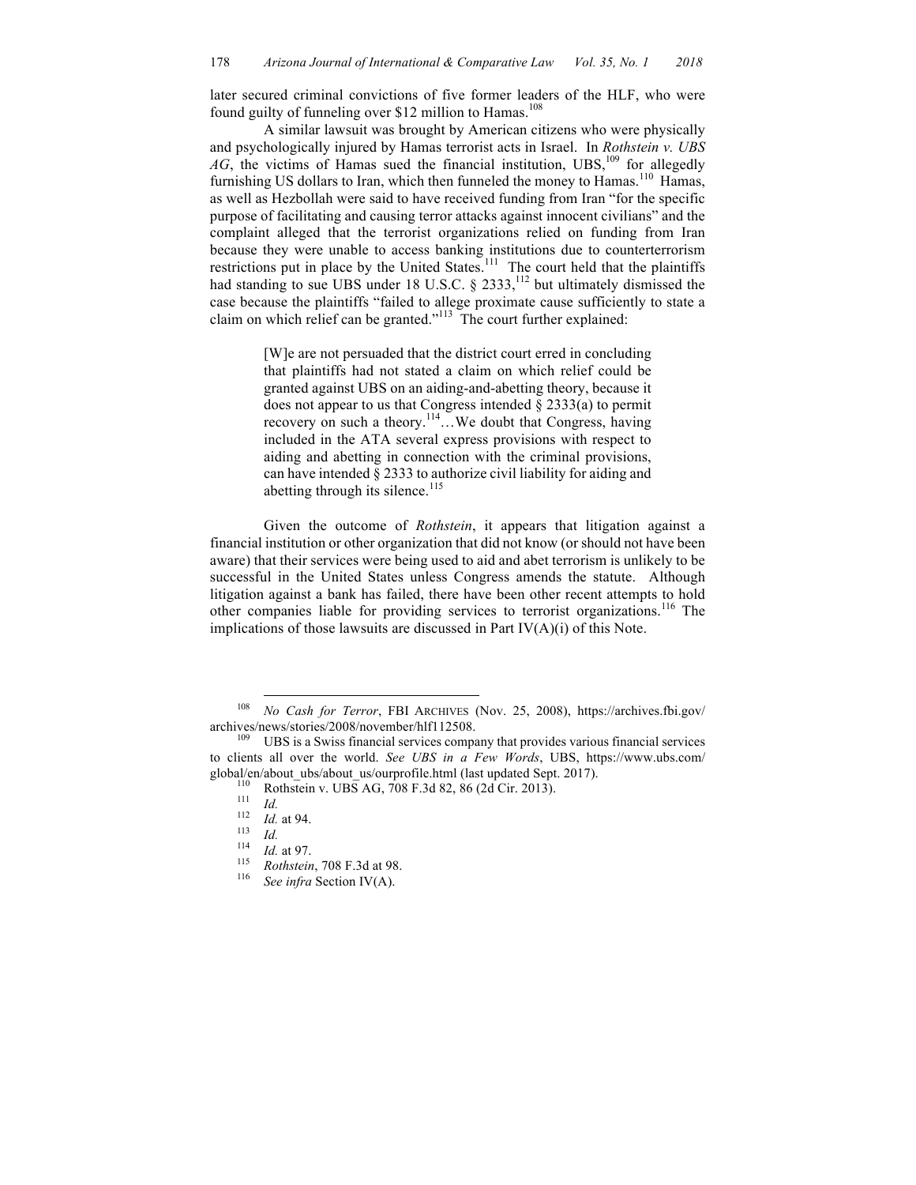later secured criminal convictions of five former leaders of the HLF, who were found guilty of funneling over $12 million to Hamas.[108]

A similar lawsuit was brought by American citizens who were physically and psychologically injured by Hamas terrorist acts in Israel. In *Rothstein v. UBS AG*, the victims of Hamas sued the financial institution, UBS,[109] for allegedly furnishing US dollars to Iran, which then funneled the money to Hamas.[110] Hamas, as well as Hezbollah were said to have received funding from Iran "for the specific purpose of facilitating and causing terror attacks against innocent civilians" and the complaint alleged that the terrorist organizations relied on funding from Iran because they were unable to access banking institutions due to counterterrorism restrictions put in place by the United States.[111] The court held that the plaintiffs had standing to sue UBS under 18 U.S.C. § 2333,[112] but ultimately dismissed the case because the plaintiffs "failed to allege proximate cause sufficiently to state a claim on which relief can be granted."[113] The court further explained:

> [W]e are not persuaded that the district court erred in concluding that plaintiffs had not stated a claim on which relief could be granted against UBS on an aiding-and-abetting theory, because it does not appear to us that Congress intended § 2333(a) to permit recovery on such a theory.[114]…We doubt that Congress, having included in the ATA several express provisions with respect to aiding and abetting in connection with the criminal provisions, can have intended § 2333 to authorize civil liability for aiding and abetting through its silence.[115]

Given the outcome of *Rothstein*, it appears that litigation against a financial institution or other organization that did not know (or should not have been aware) that their services were being used to aid and abet terrorism is unlikely to be successful in the United States unless Congress amends the statute. Although litigation against a bank has failed, there have been other recent attempts to hold other companies liable for providing services to terrorist organizations.[116] The implications of those lawsuits are discussed in Part IV(A)(i) of this Note.

---

[108] *No Cash for Terror*, FBI ARCHIVES (Nov. 25, 2008), https://archives.fbi.gov/archives/news/stories/2008/november/hlf112508.

[109] UBS is a Swiss financial services company that provides various financial services to clients all over the world. *See UBS in a Few Words*, UBS, https://www.ubs.com/global/en/about_ubs/about_us/ourprofile.html (last updated Sept. 2017).

[110] Rothstein v. UBS AG, 708 F.3d 82, 86 (2d Cir. 2013).

[111] *Id.*

[112] *Id.* at 94.

[113] *Id.*

[114] *Id.* at 97.

[115] *Rothstein*, 708 F.3d at 98.

[116] *See infra* Section IV(A).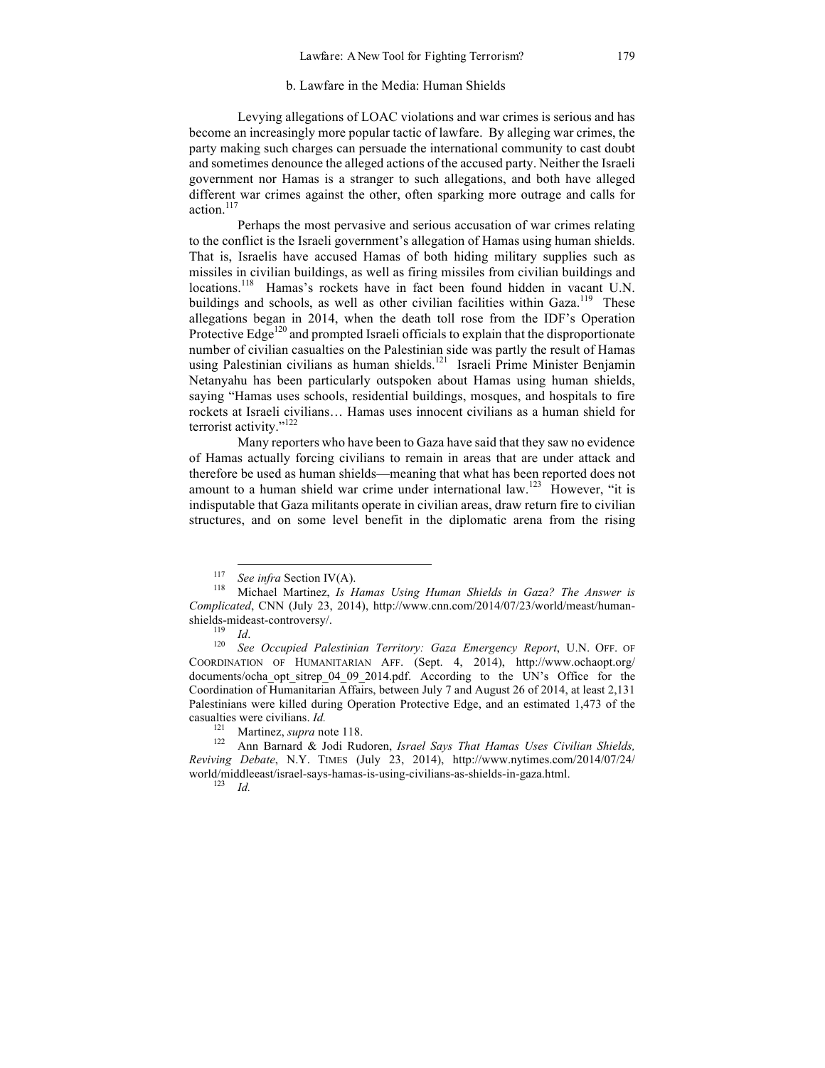### b. Lawfare in the Media: Human Shields

Levying allegations of LOAC violations and war crimes is serious and has become an increasingly more popular tactic of lawfare. By alleging war crimes, the party making such charges can persuade the international community to cast doubt and sometimes denounce the alleged actions of the accused party. Neither the Israeli government nor Hamas is a stranger to such allegations, and both have alleged different war crimes against the other, often sparking more outrage and calls for action.[117]

Perhaps the most pervasive and serious accusation of war crimes relating to the conflict is the Israeli government's allegation of Hamas using human shields. That is, Israelis have accused Hamas of both hiding military supplies such as missiles in civilian buildings, as well as firing missiles from civilian buildings and locations.[118] Hamas's rockets have in fact been found hidden in vacant U.N. buildings and schools, as well as other civilian facilities within Gaza.[119] These allegations began in 2014, when the death toll rose from the IDF's Operation Protective Edge[120] and prompted Israeli officials to explain that the disproportionate number of civilian casualties on the Palestinian side was partly the result of Hamas using Palestinian civilians as human shields.[121] Israeli Prime Minister Benjamin Netanyahu has been particularly outspoken about Hamas using human shields, saying "Hamas uses schools, residential buildings, mosques, and hospitals to fire rockets at Israeli civilians… Hamas uses innocent civilians as a human shield for terrorist activity."[122]

Many reporters who have been to Gaza have said that they saw no evidence of Hamas actually forcing civilians to remain in areas that are under attack and therefore be used as human shields—meaning that what has been reported does not amount to a human shield war crime under international law.[123] However, "it is indisputable that Gaza militants operate in civilian areas, draw return fire to civilian structures, and on some level benefit in the diplomatic arena from the rising

---

[117] *See infra* Section IV(A).

[118] Michael Martinez, *Is Hamas Using Human Shields in Gaza? The Answer is Complicated*, CNN (July 23, 2014), http://www.cnn.com/2014/07/23/world/meast/human-shields-mideast-controversy/.

[119] *Id*.

[120] *See Occupied Palestinian Territory: Gaza Emergency Report*, U.N. OFF. OF COORDINATION OF HUMANITARIAN AFF. (Sept. 4, 2014), http://www.ochaopt.org/documents/ocha_opt_sitrep_04_09_2014.pdf. According to the UN's Office for the Coordination of Humanitarian Affairs, between July 7 and August 26 of 2014, at least 2,131 Palestinians were killed during Operation Protective Edge, and an estimated 1,473 of the casualties were civilians. *Id.*

[121] Martinez, *supra* note 118.

[122] Ann Barnard & Jodi Rudoren, *Israel Says That Hamas Uses Civilian Shields, Reviving Debate*, N.Y. TIMES (July 23, 2014), http://www.nytimes.com/2014/07/24/world/middleeast/israel-says-hamas-is-using-civilians-as-shields-in-gaza.html.

[123] *Id.*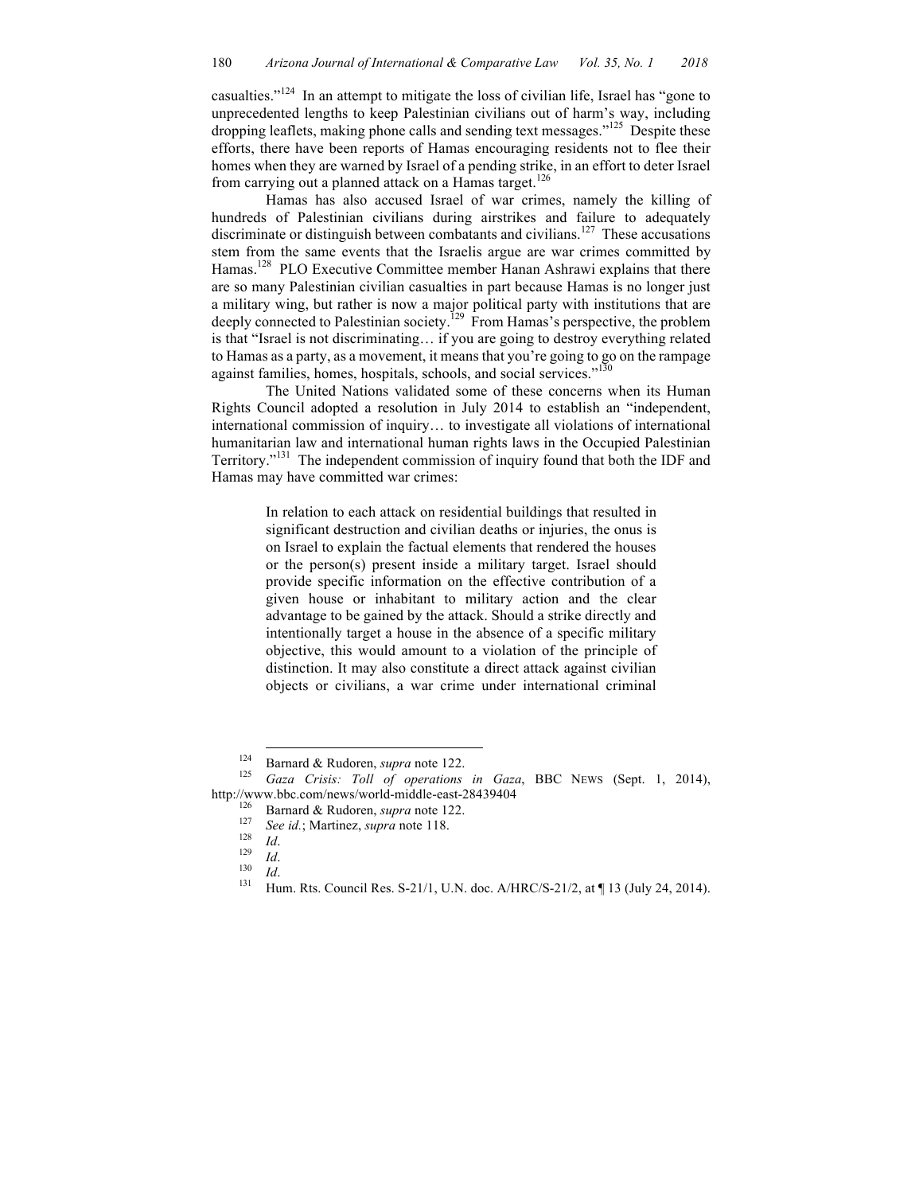casualties."[124] In an attempt to mitigate the loss of civilian life, Israel has "gone to unprecedented lengths to keep Palestinian civilians out of harm's way, including dropping leaflets, making phone calls and sending text messages."[125] Despite these efforts, there have been reports of Hamas encouraging residents not to flee their homes when they are warned by Israel of a pending strike, in an effort to deter Israel from carrying out a planned attack on a Hamas target.[126]

Hamas has also accused Israel of war crimes, namely the killing of hundreds of Palestinian civilians during airstrikes and failure to adequately discriminate or distinguish between combatants and civilians.[127] These accusations stem from the same events that the Israelis argue are war crimes committed by Hamas.[128] PLO Executive Committee member Hanan Ashrawi explains that there are so many Palestinian civilian casualties in part because Hamas is no longer just a military wing, but rather is now a major political party with institutions that are deeply connected to Palestinian society.[129] From Hamas's perspective, the problem is that "Israel is not discriminating… if you are going to destroy everything related to Hamas as a party, as a movement, it means that you're going to go on the rampage against families, homes, hospitals, schools, and social services."[130]

The United Nations validated some of these concerns when its Human Rights Council adopted a resolution in July 2014 to establish an "independent, international commission of inquiry… to investigate all violations of international humanitarian law and international human rights laws in the Occupied Palestinian Territory."[131] The independent commission of inquiry found that both the IDF and Hamas may have committed war crimes:

> In relation to each attack on residential buildings that resulted in significant destruction and civilian deaths or injuries, the onus is on Israel to explain the factual elements that rendered the houses or the person(s) present inside a military target. Israel should provide specific information on the effective contribution of a given house or inhabitant to military action and the clear advantage to be gained by the attack. Should a strike directly and intentionally target a house in the absence of a specific military objective, this would amount to a violation of the principle of distinction. It may also constitute a direct attack against civilian objects or civilians, a war crime under international criminal

---

[124] Barnard & Rudoren, *supra* note 122.

[125] *Gaza Crisis: Toll of operations in Gaza*, BBC NEWS (Sept. 1, 2014), http://www.bbc.com/news/world-middle-east-28439404

[126] Barnard & Rudoren, *supra* note 122.

[127] *See id.*; Martinez, *supra* note 118.

[128] *Id*.

[129] *Id*.

[130] *Id*.

[131] Hum. Rts. Council Res. S-21/1, U.N. doc. A/HRC/S-21/2, at ¶ 13 (July 24, 2014).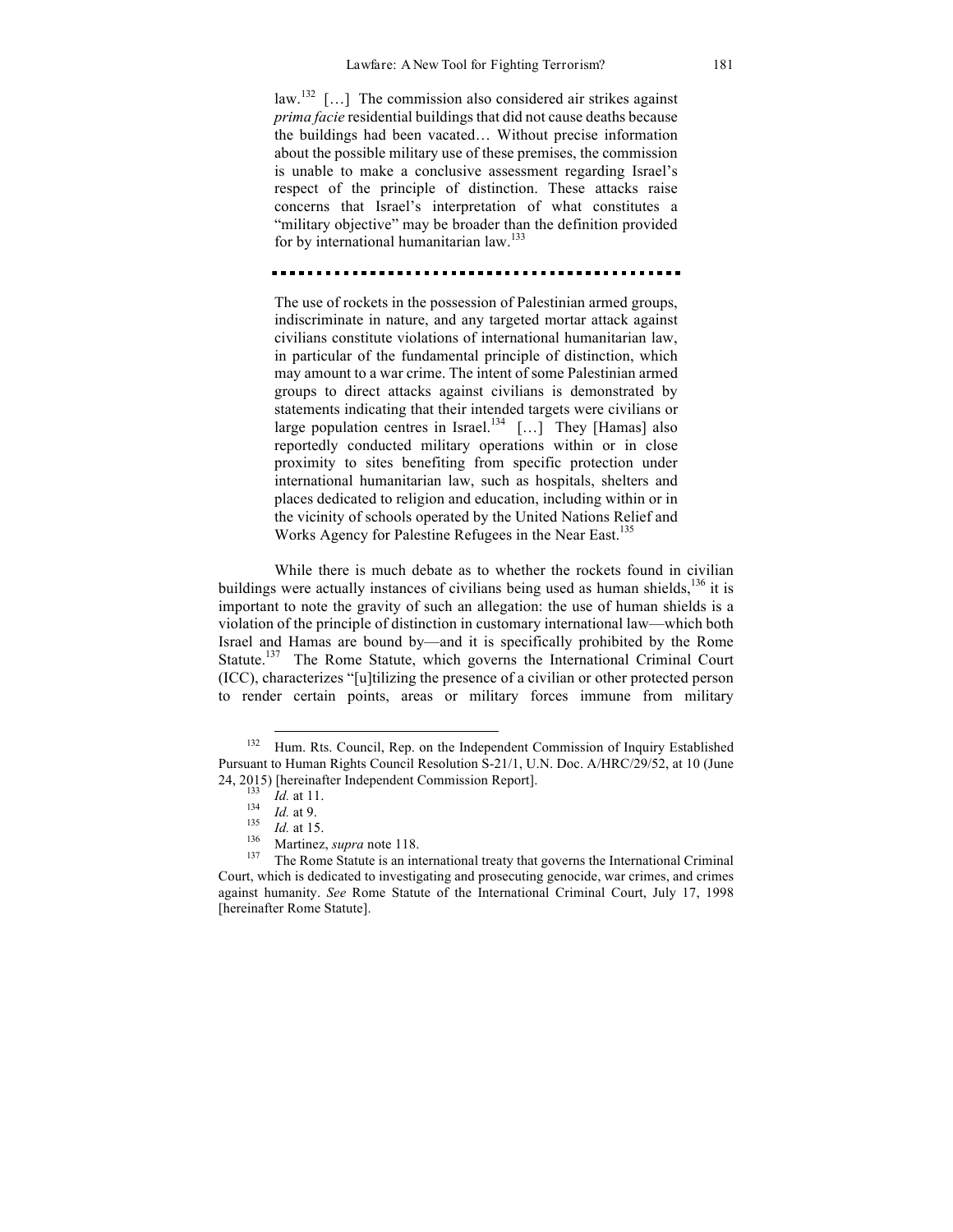> law.[132] […] The commission also considered air strikes against *prima facie* residential buildings that did not cause deaths because the buildings had been vacated… Without precise information about the possible military use of these premises, the commission is unable to make a conclusive assessment regarding Israel's respect of the principle of distinction. These attacks raise concerns that Israel's interpretation of what constitutes a "military objective" may be broader than the definition provided for by international humanitarian law.[133]

---

> The use of rockets in the possession of Palestinian armed groups, indiscriminate in nature, and any targeted mortar attack against civilians constitute violations of international humanitarian law, in particular of the fundamental principle of distinction, which may amount to a war crime. The intent of some Palestinian armed groups to direct attacks against civilians is demonstrated by statements indicating that their intended targets were civilians or large population centres in Israel.[134] […] They [Hamas] also reportedly conducted military operations within or in close proximity to sites benefiting from specific protection under international humanitarian law, such as hospitals, shelters and places dedicated to religion and education, including within or in the vicinity of schools operated by the United Nations Relief and Works Agency for Palestine Refugees in the Near East.[135]

While there is much debate as to whether the rockets found in civilian buildings were actually instances of civilians being used as human shields,[136] it is important to note the gravity of such an allegation: the use of human shields is a violation of the principle of distinction in customary international law—which both Israel and Hamas are bound by—and it is specifically prohibited by the Rome Statute.[137] The Rome Statute, which governs the International Criminal Court (ICC), characterizes "[u]tilizing the presence of a civilian or other protected person to render certain points, areas or military forces immune from military

---

[132] Hum. Rts. Council, Rep. on the Independent Commission of Inquiry Established Pursuant to Human Rights Council Resolution S-21/1, U.N. Doc. A/HRC/29/52, at 10 (June 24, 2015) [hereinafter Independent Commission Report].

[133] *Id.* at 11.

[134] *Id.* at 9.

[135] *Id.* at 15.

[136] Martinez, *supra* note 118.

[137] The Rome Statute is an international treaty that governs the International Criminal Court, which is dedicated to investigating and prosecuting genocide, war crimes, and crimes against humanity. *See* Rome Statute of the International Criminal Court, July 17, 1998 [hereinafter Rome Statute].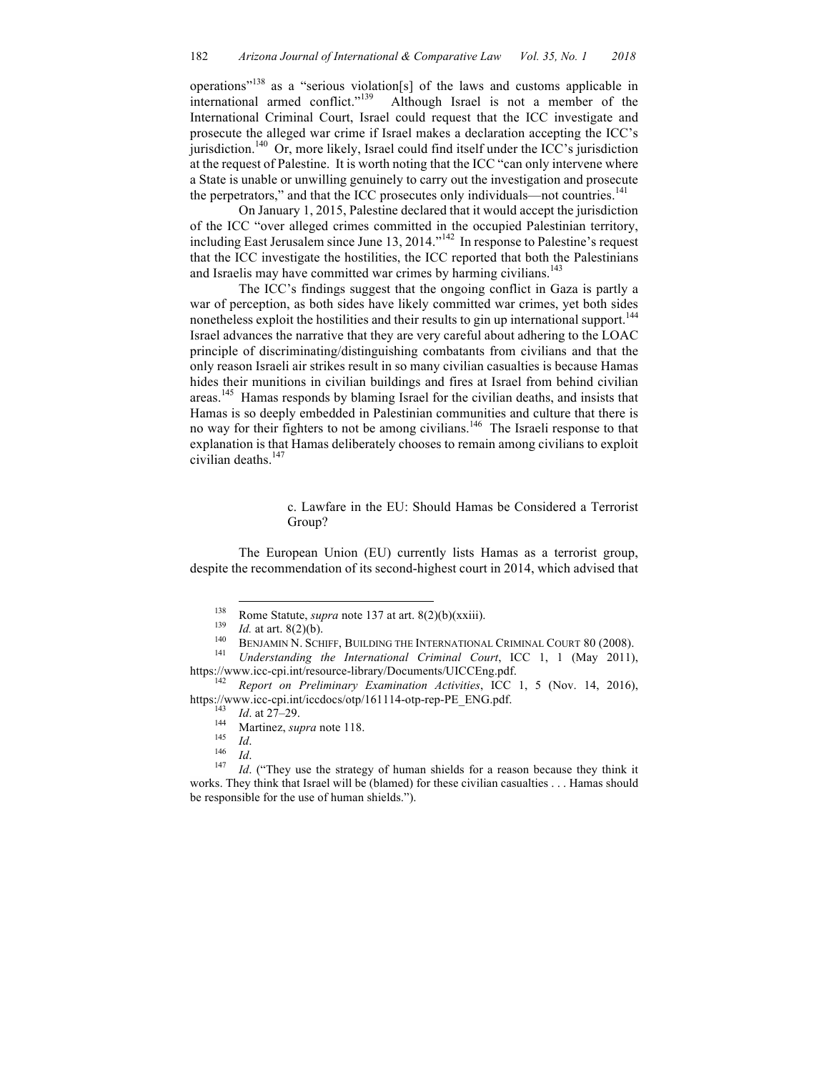operations"[138] as a "serious violation[s] of the laws and customs applicable in international armed conflict."[139] Although Israel is not a member of the International Criminal Court, Israel could request that the ICC investigate and prosecute the alleged war crime if Israel makes a declaration accepting the ICC's jurisdiction.[140] Or, more likely, Israel could find itself under the ICC's jurisdiction at the request of Palestine. It is worth noting that the ICC "can only intervene where a State is unable or unwilling genuinely to carry out the investigation and prosecute the perpetrators," and that the ICC prosecutes only individuals—not countries.[141]

On January 1, 2015, Palestine declared that it would accept the jurisdiction of the ICC "over alleged crimes committed in the occupied Palestinian territory, including East Jerusalem since June 13, 2014."[142] In response to Palestine's request that the ICC investigate the hostilities, the ICC reported that both the Palestinians and Israelis may have committed war crimes by harming civilians.[143]

The ICC's findings suggest that the ongoing conflict in Gaza is partly a war of perception, as both sides have likely committed war crimes, yet both sides nonetheless exploit the hostilities and their results to gin up international support.[144] Israel advances the narrative that they are very careful about adhering to the LOAC principle of discriminating/distinguishing combatants from civilians and that the only reason Israeli air strikes result in so many civilian casualties is because Hamas hides their munitions in civilian buildings and fires at Israel from behind civilian areas.[145] Hamas responds by blaming Israel for the civilian deaths, and insists that Hamas is so deeply embedded in Palestinian communities and culture that there is no way for their fighters to not be among civilians.[146] The Israeli response to that explanation is that Hamas deliberately chooses to remain among civilians to exploit civilian deaths.[147]

#### c. Lawfare in the EU: Should Hamas be Considered a Terrorist Group?

The European Union (EU) currently lists Hamas as a terrorist group, despite the recommendation of its second-highest court in 2014, which advised that

---

[138] Rome Statute, *supra* note 137 at art. 8(2)(b)(xxiii).

[139] *Id.* at art. 8(2)(b).

[140] BENJAMIN N. SCHIFF, BUILDING THE INTERNATIONAL CRIMINAL COURT 80 (2008).

[141] *Understanding the International Criminal Court*, ICC 1, 1 (May 2011), https://www.icc-cpi.int/resource-library/Documents/UICCEng.pdf.

[142] *Report on Preliminary Examination Activities*, ICC 1, 5 (Nov. 14, 2016), https://www.icc-cpi.int/iccdocs/otp/161114-otp-rep-PE_ENG.pdf.

[143] *Id*. at 27–29.

[144] Martinez, *supra* note 118.

[145] *Id*.

[146] *Id*.

[147] *Id*. ("They use the strategy of human shields for a reason because they think it works. They think that Israel will be (blamed) for these civilian casualties . . . Hamas should be responsible for the use of human shields.").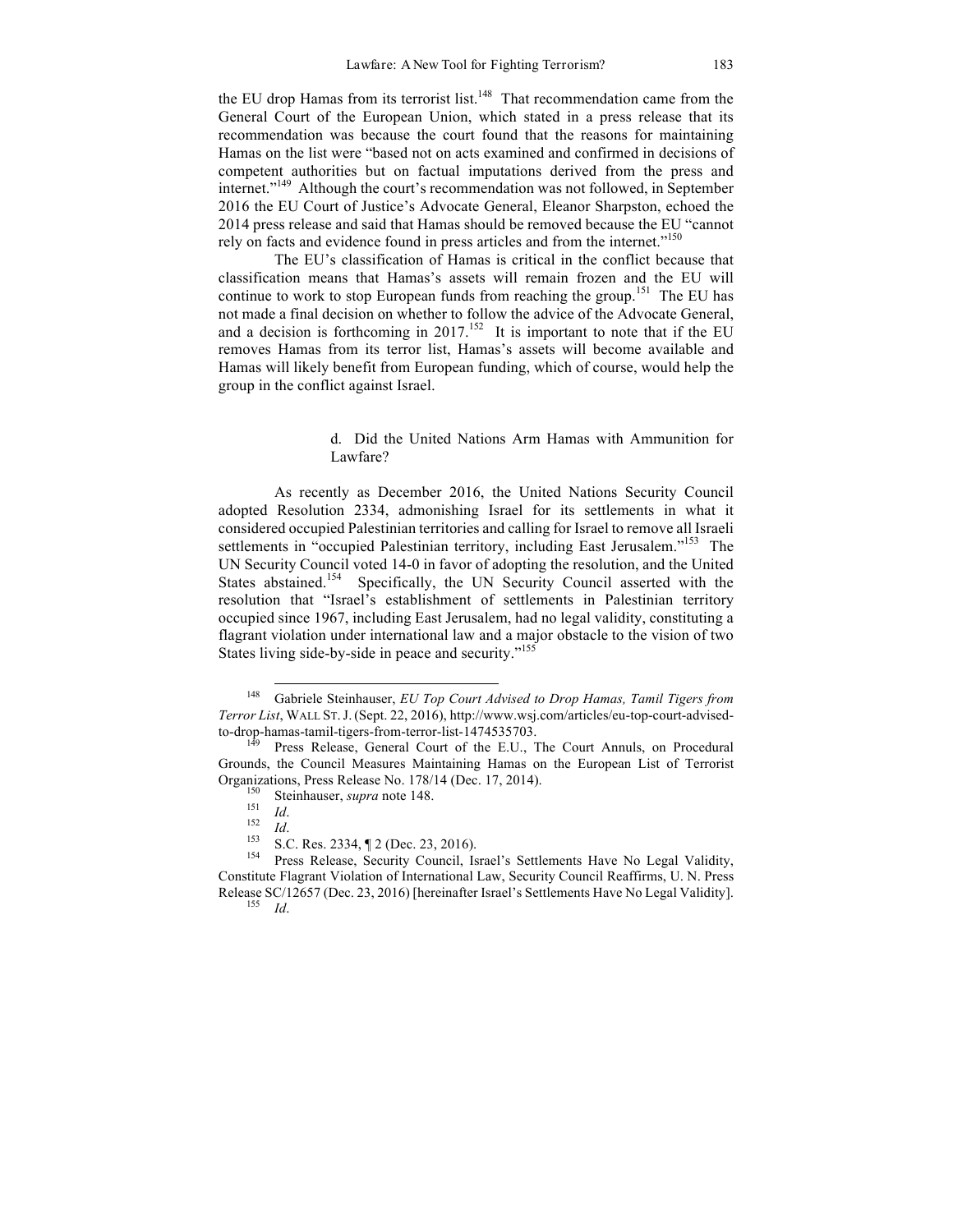the EU drop Hamas from its terrorist list.[148] That recommendation came from the General Court of the European Union, which stated in a press release that its recommendation was because the court found that the reasons for maintaining Hamas on the list were "based not on acts examined and confirmed in decisions of competent authorities but on factual imputations derived from the press and internet."[149] Although the court's recommendation was not followed, in September 2016 the EU Court of Justice's Advocate General, Eleanor Sharpston, echoed the 2014 press release and said that Hamas should be removed because the EU "cannot rely on facts and evidence found in press articles and from the internet."[150]

The EU's classification of Hamas is critical in the conflict because that classification means that Hamas's assets will remain frozen and the EU will continue to work to stop European funds from reaching the group.[151] The EU has not made a final decision on whether to follow the advice of the Advocate General, and a decision is forthcoming in 2017.[152] It is important to note that if the EU removes Hamas from its terror list, Hamas's assets will become available and Hamas will likely benefit from European funding, which of course, would help the group in the conflict against Israel.

#### d. Did the United Nations Arm Hamas with Ammunition for Lawfare?

As recently as December 2016, the United Nations Security Council adopted Resolution 2334, admonishing Israel for its settlements in what it considered occupied Palestinian territories and calling for Israel to remove all Israeli settlements in "occupied Palestinian territory, including East Jerusalem."[153] The UN Security Council voted 14-0 in favor of adopting the resolution, and the United States abstained.[154] Specifically, the UN Security Council asserted with the resolution that "Israel's establishment of settlements in Palestinian territory occupied since 1967, including East Jerusalem, had no legal validity, constituting a flagrant violation under international law and a major obstacle to the vision of two States living side-by-side in peace and security."[155]

---

[148] Gabriele Steinhauser, *EU Top Court Advised to Drop Hamas, Tamil Tigers from Terror List*, WALL ST. J. (Sept. 22, 2016), http://www.wsj.com/articles/eu-top-court-advised-to-drop-hamas-tamil-tigers-from-terror-list-1474535703.

[149] Press Release, General Court of the E.U., The Court Annuls, on Procedural Grounds, the Council Measures Maintaining Hamas on the European List of Terrorist Organizations, Press Release No. 178/14 (Dec. 17, 2014).

[150] Steinhauser, *supra* note 148.

[151] *Id*.

[152] *Id*.

[153] S.C. Res. 2334, ¶ 2 (Dec. 23, 2016).

[154] Press Release, Security Council, Israel's Settlements Have No Legal Validity, Constitute Flagrant Violation of International Law, Security Council Reaffirms, U. N. Press Release SC/12657 (Dec. 23, 2016) [hereinafter Israel's Settlements Have No Legal Validity].

[155] *Id*.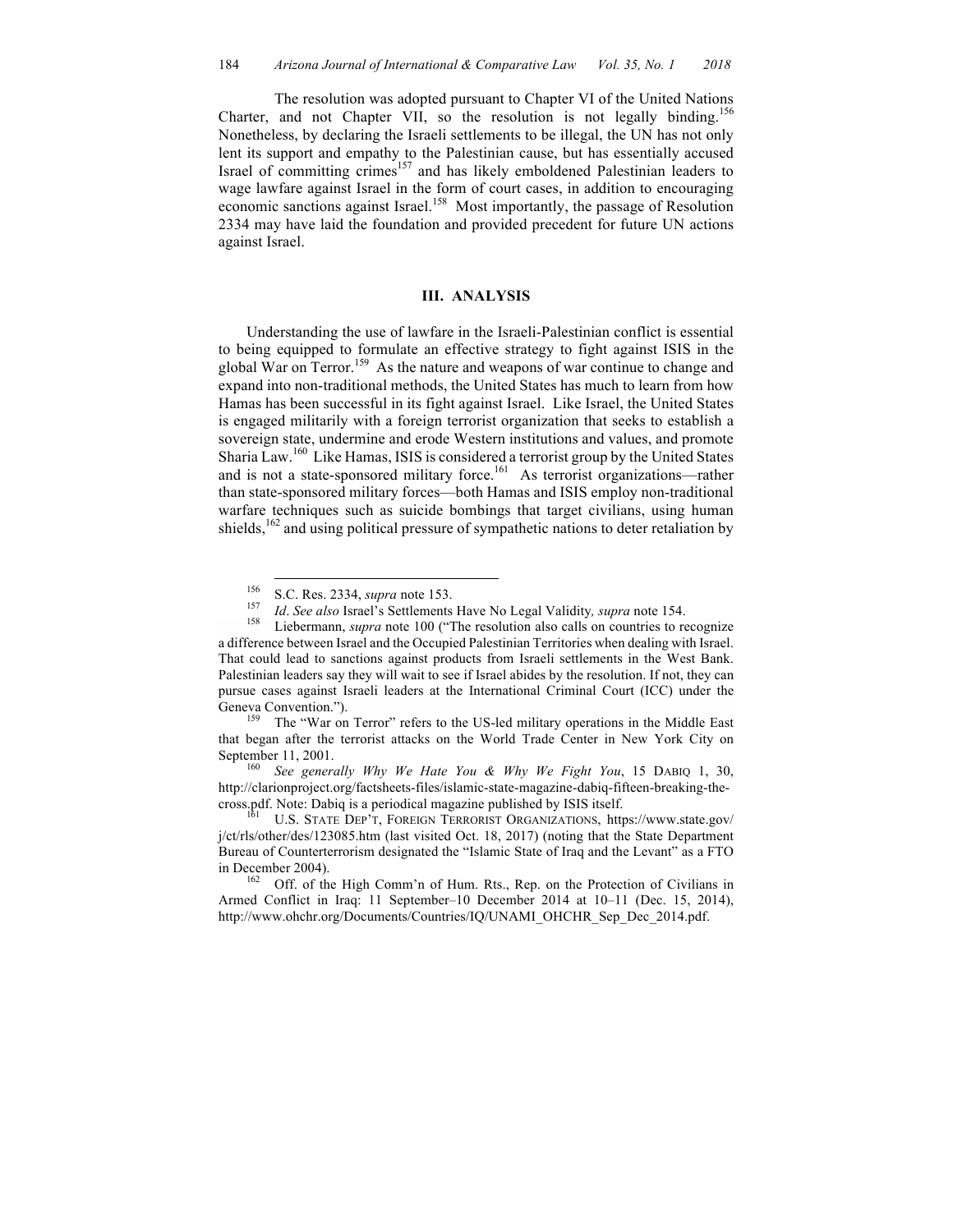The resolution was adopted pursuant to Chapter VI of the United Nations Charter, and not Chapter VII, so the resolution is not legally binding.[156] Nonetheless, by declaring the Israeli settlements to be illegal, the UN has not only lent its support and empathy to the Palestinian cause, but has essentially accused Israel of committing crimes[157] and has likely emboldened Palestinian leaders to wage lawfare against Israel in the form of court cases, in addition to encouraging economic sanctions against Israel.[158] Most importantly, the passage of Resolution 2334 may have laid the foundation and provided precedent for future UN actions against Israel.

## III. ANALYSIS

Understanding the use of lawfare in the Israeli-Palestinian conflict is essential to being equipped to formulate an effective strategy to fight against ISIS in the global War on Terror.[159] As the nature and weapons of war continue to change and expand into non-traditional methods, the United States has much to learn from how Hamas has been successful in its fight against Israel. Like Israel, the United States is engaged militarily with a foreign terrorist organization that seeks to establish a sovereign state, undermine and erode Western institutions and values, and promote Sharia Law.[160] Like Hamas, ISIS is considered a terrorist group by the United States and is not a state-sponsored military force.[161] As terrorist organizations—rather than state-sponsored military forces—both Hamas and ISIS employ non-traditional warfare techniques such as suicide bombings that target civilians, using human shields,[162] and using political pressure of sympathetic nations to deter retaliation by

---

[156] S.C. Res. 2334, *supra* note 153.

[157] *Id*. *See also* Israel's Settlements Have No Legal Validity*, supra* note 154.

[158] Liebermann, *supra* note 100 ("The resolution also calls on countries to recognize a difference between Israel and the Occupied Palestinian Territories when dealing with Israel. That could lead to sanctions against products from Israeli settlements in the West Bank. Palestinian leaders say they will wait to see if Israel abides by the resolution. If not, they can pursue cases against Israeli leaders at the International Criminal Court (ICC) under the Geneva Convention.").

[159] The "War on Terror" refers to the US-led military operations in the Middle East that began after the terrorist attacks on the World Trade Center in New York City on September 11, 2001.

[160] *See generally Why We Hate You & Why We Fight You*, 15 DABIQ 1, 30, http://clarionproject.org/factsheets-files/islamic-state-magazine-dabiq-fifteen-breaking-the-cross.pdf. Note: Dabiq is a periodical magazine published by ISIS itself.

[161] U.S. STATE DEP'T, FOREIGN TERRORIST ORGANIZATIONS, https://www.state.gov/j/ct/rls/other/des/123085.htm (last visited Oct. 18, 2017) (noting that the State Department Bureau of Counterterrorism designated the "Islamic State of Iraq and the Levant" as a FTO in December 2004).

[162] Off. of the High Comm'n of Hum. Rts., Rep. on the Protection of Civilians in Armed Conflict in Iraq: 11 September–10 December 2014 at 10–11 (Dec. 15, 2014), http://www.ohchr.org/Documents/Countries/IQ/UNAMI_OHCHR_Sep_Dec_2014.pdf.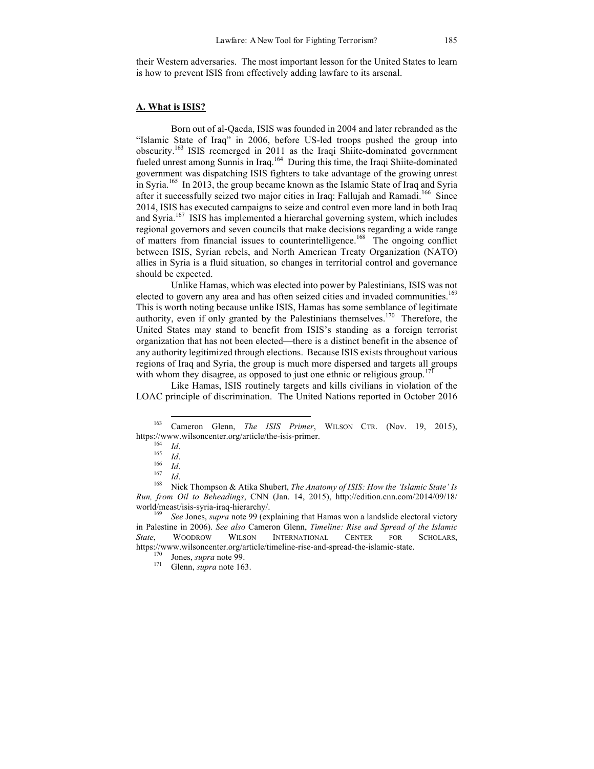their Western adversaries. The most important lesson for the United States to learn is how to prevent ISIS from effectively adding lawfare to its arsenal.

## A. What is ISIS?

Born out of al-Qaeda, ISIS was founded in 2004 and later rebranded as the "Islamic State of Iraq" in 2006, before US-led troops pushed the group into obscurity.[163] ISIS reemerged in 2011 as the Iraqi Shiite-dominated government fueled unrest among Sunnis in Iraq.[164] During this time, the Iraqi Shiite-dominated government was dispatching ISIS fighters to take advantage of the growing unrest in Syria.[165] In 2013, the group became known as the Islamic State of Iraq and Syria after it successfully seized two major cities in Iraq: Fallujah and Ramadi.[166] Since 2014, ISIS has executed campaigns to seize and control even more land in both Iraq and Syria.[167] ISIS has implemented a hierarchal governing system, which includes regional governors and seven councils that make decisions regarding a wide range of matters from financial issues to counterintelligence.[168] The ongoing conflict between ISIS, Syrian rebels, and North American Treaty Organization (NATO) allies in Syria is a fluid situation, so changes in territorial control and governance should be expected.

Unlike Hamas, which was elected into power by Palestinians, ISIS was not elected to govern any area and has often seized cities and invaded communities.[169] This is worth noting because unlike ISIS, Hamas has some semblance of legitimate authority, even if only granted by the Palestinians themselves.[170] Therefore, the United States may stand to benefit from ISIS's standing as a foreign terrorist organization that has not been elected—there is a distinct benefit in the absence of any authority legitimized through elections. Because ISIS exists throughout various regions of Iraq and Syria, the group is much more dispersed and targets all groups with whom they disagree, as opposed to just one ethnic or religious group.[171]

Like Hamas, ISIS routinely targets and kills civilians in violation of the LOAC principle of discrimination. The United Nations reported in October 2016

---

[163] Cameron Glenn, *The ISIS Primer*, WILSON CTR. (Nov. 19, 2015), https://www.wilsoncenter.org/article/the-isis-primer.

[164] *Id*.

[165] *Id*.

[166] *Id*.

[167] *Id*.

[168] Nick Thompson & Atika Shubert, *The Anatomy of ISIS: How the 'Islamic State' Is Run, from Oil to Beheadings*, CNN (Jan. 14, 2015), http://edition.cnn.com/2014/09/18/world/meast/isis-syria-iraq-hierarchy/.

[169] *See* Jones, *supra* note 99 (explaining that Hamas won a landslide electoral victory in Palestine in 2006). *See also* Cameron Glenn, *Timeline: Rise and Spread of the Islamic State*, WOODROW WILSON INTERNATIONAL CENTER FOR SCHOLARS, https://www.wilsoncenter.org/article/timeline-rise-and-spread-the-islamic-state.

[170] Jones, *supra* note 99.

[171] Glenn, *supra* note 163.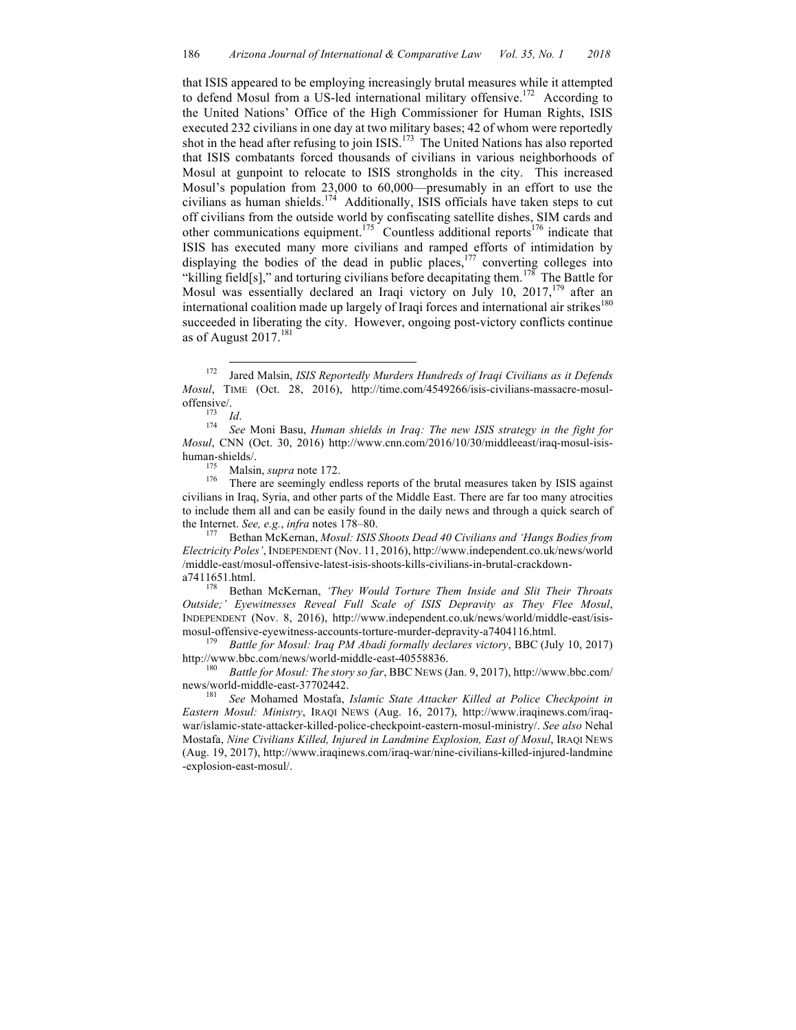that ISIS appeared to be employing increasingly brutal measures while it attempted to defend Mosul from a US-led international military offensive.[172] According to the United Nations' Office of the High Commissioner for Human Rights, ISIS executed 232 civilians in one day at two military bases; 42 of whom were reportedly shot in the head after refusing to join ISIS.[173] The United Nations has also reported that ISIS combatants forced thousands of civilians in various neighborhoods of Mosul at gunpoint to relocate to ISIS strongholds in the city. This increased Mosul's population from 23,000 to 60,000—presumably in an effort to use the civilians as human shields.[174] Additionally, ISIS officials have taken steps to cut off civilians from the outside world by confiscating satellite dishes, SIM cards and other communications equipment.[175] Countless additional reports[176] indicate that ISIS has executed many more civilians and ramped efforts of intimidation by displaying the bodies of the dead in public places,[177] converting colleges into "killing field[s]," and torturing civilians before decapitating them.[178] The Battle for Mosul was essentially declared an Iraqi victory on July 10, 2017,[179] after an international coalition made up largely of Iraqi forces and international air strikes[180] succeeded in liberating the city. However, ongoing post-victory conflicts continue as of August 2017.[181]

---

[172] Jared Malsin, *ISIS Reportedly Murders Hundreds of Iraqi Civilians as it Defends Mosul*, TIME (Oct. 28, 2016), http://time.com/4549266/isis-civilians-massacre-mosul-offensive/.

[173] *Id*.

[174] *See* Moni Basu, *Human shields in Iraq: The new ISIS strategy in the fight for Mosul*, CNN (Oct. 30, 2016) http://www.cnn.com/2016/10/30/middleeast/iraq-mosul-isis-human-shields/.

[175] Malsin, *supra* note 172.

[176] There are seemingly endless reports of the brutal measures taken by ISIS against civilians in Iraq, Syria, and other parts of the Middle East. There are far too many atrocities to include them all and can be easily found in the daily news and through a quick search of the Internet. *See, e.g.*, *infra* notes 178–80.

[177] Bethan McKernan, *Mosul: ISIS Shoots Dead 40 Civilians and 'Hangs Bodies from Electricity Poles'*, INDEPENDENT (Nov. 11, 2016), http://www.independent.co.uk/news/world/middle-east/mosul-offensive-latest-isis-shoots-kills-civilians-in-brutal-crackdown-a7411651.html.

[178] Bethan McKernan, *'They Would Torture Them Inside and Slit Their Throats Outside;' Eyewitnesses Reveal Full Scale of ISIS Depravity as They Flee Mosul*, INDEPENDENT (Nov. 8, 2016), http://www.independent.co.uk/news/world/middle-east/isis-mosul-offensive-eyewitness-accounts-torture-murder-depravity-a7404116.html.

[179] *Battle for Mosul: Iraq PM Abadi formally declares victory*, BBC (July 10, 2017) http://www.bbc.com/news/world-middle-east-40558836.

[180] *Battle for Mosul: The story so far*, BBC NEWS (Jan. 9, 2017), http://www.bbc.com/news/world-middle-east-37702442.

[181] *See* Mohamed Mostafa, *Islamic State Attacker Killed at Police Checkpoint in Eastern Mosul: Ministry*, IRAQI NEWS (Aug. 16, 2017), http://www.iraqinews.com/iraq-war/islamic-state-attacker-killed-police-checkpoint-eastern-mosul-ministry/. *See also* Nehal Mostafa, *Nine Civilians Killed, Injured in Landmine Explosion, East of Mosul*, IRAQI NEWS (Aug. 19, 2017), http://www.iraqinews.com/iraq-war/nine-civilians-killed-injured-landmine-explosion-east-mosul/.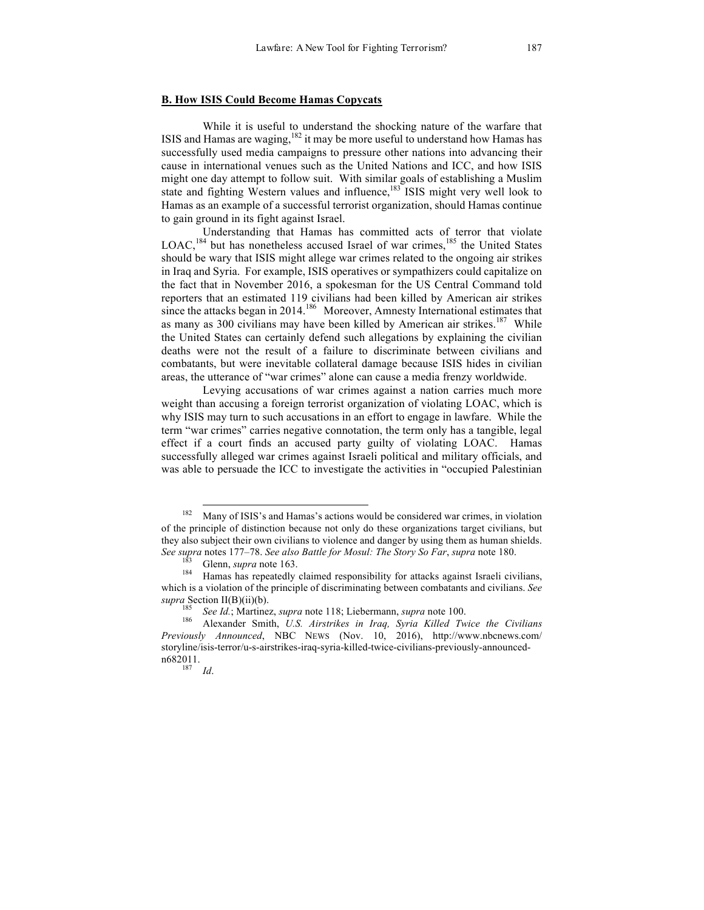## **B. How ISIS Could Become Hamas Copycats**

While it is useful to understand the shocking nature of the warfare that ISIS and Hamas are waging,[182] it may be more useful to understand how Hamas has successfully used media campaigns to pressure other nations into advancing their cause in international venues such as the United Nations and ICC, and how ISIS might one day attempt to follow suit. With similar goals of establishing a Muslim state and fighting Western values and influence,[183] ISIS might very well look to Hamas as an example of a successful terrorist organization, should Hamas continue to gain ground in its fight against Israel.

Understanding that Hamas has committed acts of terror that violate LOAC,[184] but has nonetheless accused Israel of war crimes,[185] the United States should be wary that ISIS might allege war crimes related to the ongoing air strikes in Iraq and Syria. For example, ISIS operatives or sympathizers could capitalize on the fact that in November 2016, a spokesman for the US Central Command told reporters that an estimated 119 civilians had been killed by American air strikes since the attacks began in 2014.[186] Moreover, Amnesty International estimates that as many as 300 civilians may have been killed by American air strikes.[187] While the United States can certainly defend such allegations by explaining the civilian deaths were not the result of a failure to discriminate between civilians and combatants, but were inevitable collateral damage because ISIS hides in civilian areas, the utterance of "war crimes" alone can cause a media frenzy worldwide.

Levying accusations of war crimes against a nation carries much more weight than accusing a foreign terrorist organization of violating LOAC, which is why ISIS may turn to such accusations in an effort to engage in lawfare. While the term "war crimes" carries negative connotation, the term only has a tangible, legal effect if a court finds an accused party guilty of violating LOAC. Hamas successfully alleged war crimes against Israeli political and military officials, and was able to persuade the ICC to investigate the activities in "occupied Palestinian

---

[182] Many of ISIS's and Hamas's actions would be considered war crimes, in violation of the principle of distinction because not only do these organizations target civilians, but they also subject their own civilians to violence and danger by using them as human shields. *See supra* notes 177–78. *See also Battle for Mosul: The Story So Far*, *supra* note 180.

[183] Glenn, *supra* note 163.

[184] Hamas has repeatedly claimed responsibility for attacks against Israeli civilians, which is a violation of the principle of discriminating between combatants and civilians. *See supra* Section II(B)(ii)(b).

[185] *See Id.*; Martinez, *supra* note 118; Liebermann, *supra* note 100.

[186] Alexander Smith, *U.S. Airstrikes in Iraq, Syria Killed Twice the Civilians Previously Announced*, NBC NEWS (Nov. 10, 2016), http://www.nbcnews.com/storyline/isis-terror/u-s-airstrikes-iraq-syria-killed-twice-civilians-previously-announced-n682011.

[187] *Id*.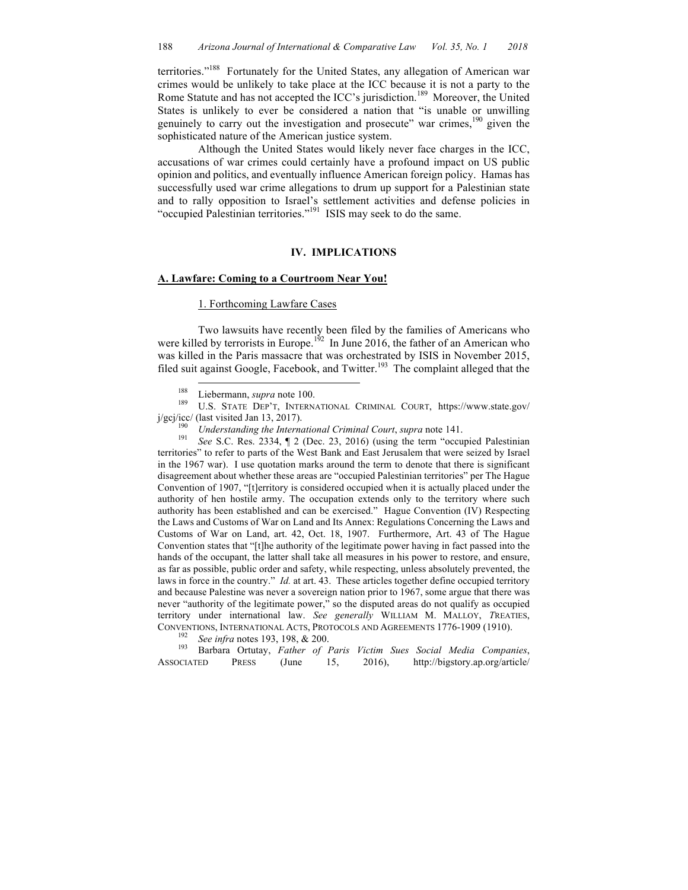territories."[188] Fortunately for the United States, any allegation of American war crimes would be unlikely to take place at the ICC because it is not a party to the Rome Statute and has not accepted the ICC's jurisdiction.[189] Moreover, the United States is unlikely to ever be considered a nation that "is unable or unwilling genuinely to carry out the investigation and prosecute" war crimes,[190] given the sophisticated nature of the American justice system.

Although the United States would likely never face charges in the ICC, accusations of war crimes could certainly have a profound impact on US public opinion and politics, and eventually influence American foreign policy. Hamas has successfully used war crime allegations to drum up support for a Palestinian state and to rally opposition to Israel's settlement activities and defense policies in "occupied Palestinian territories."[191] ISIS may seek to do the same.

## IV. IMPLICATIONS

### A. Lawfare: Coming to a Courtroom Near You!

#### 1. Forthcoming Lawfare Cases

Two lawsuits have recently been filed by the families of Americans who were killed by terrorists in Europe.[192] In June 2016, the father of an American who was killed in the Paris massacre that was orchestrated by ISIS in November 2015, filed suit against Google, Facebook, and Twitter.[193] The complaint alleged that the

---

[188] Liebermann, *supra* note 100.

[189] U.S. STATE DEP'T, INTERNATIONAL CRIMINAL COURT, https://www.state.gov/j/gcj/icc/ (last visited Jan 13, 2017).

[190] *Understanding the International Criminal Court*, *supra* note 141.

[191] *See* S.C. Res. 2334, ¶ 2 (Dec. 23, 2016) (using the term "occupied Palestinian territories" to refer to parts of the West Bank and East Jerusalem that were seized by Israel in the 1967 war). I use quotation marks around the term to denote that there is significant disagreement about whether these areas are "occupied Palestinian territories" per The Hague Convention of 1907, "[t]erritory is considered occupied when it is actually placed under the authority of hen hostile army. The occupation extends only to the territory where such authority has been established and can be exercised." Hague Convention (IV) Respecting the Laws and Customs of War on Land and Its Annex: Regulations Concerning the Laws and Customs of War on Land, art. 42, Oct. 18, 1907. Furthermore, Art. 43 of The Hague Convention states that "[t]he authority of the legitimate power having in fact passed into the hands of the occupant, the latter shall take all measures in his power to restore, and ensure, as far as possible, public order and safety, while respecting, unless absolutely prevented, the laws in force in the country." *Id.* at art. 43. These articles together define occupied territory and because Palestine was never a sovereign nation prior to 1967, some argue that there was never "authority of the legitimate power," so the disputed areas do not qualify as occupied territory under international law. *See generally* WILLIAM M. MALLOY, *T*REATIES, CONVENTIONS, INTERNATIONAL ACTS, PROTOCOLS AND AGREEMENTS 1776-1909 (1910).

[192] *See infra* notes 193, 198, & 200.

[193] Barbara Ortutay, *Father of Paris Victim Sues Social Media Companies*, ASSOCIATED PRESS (June 15, 2016), http://bigstory.ap.org/article/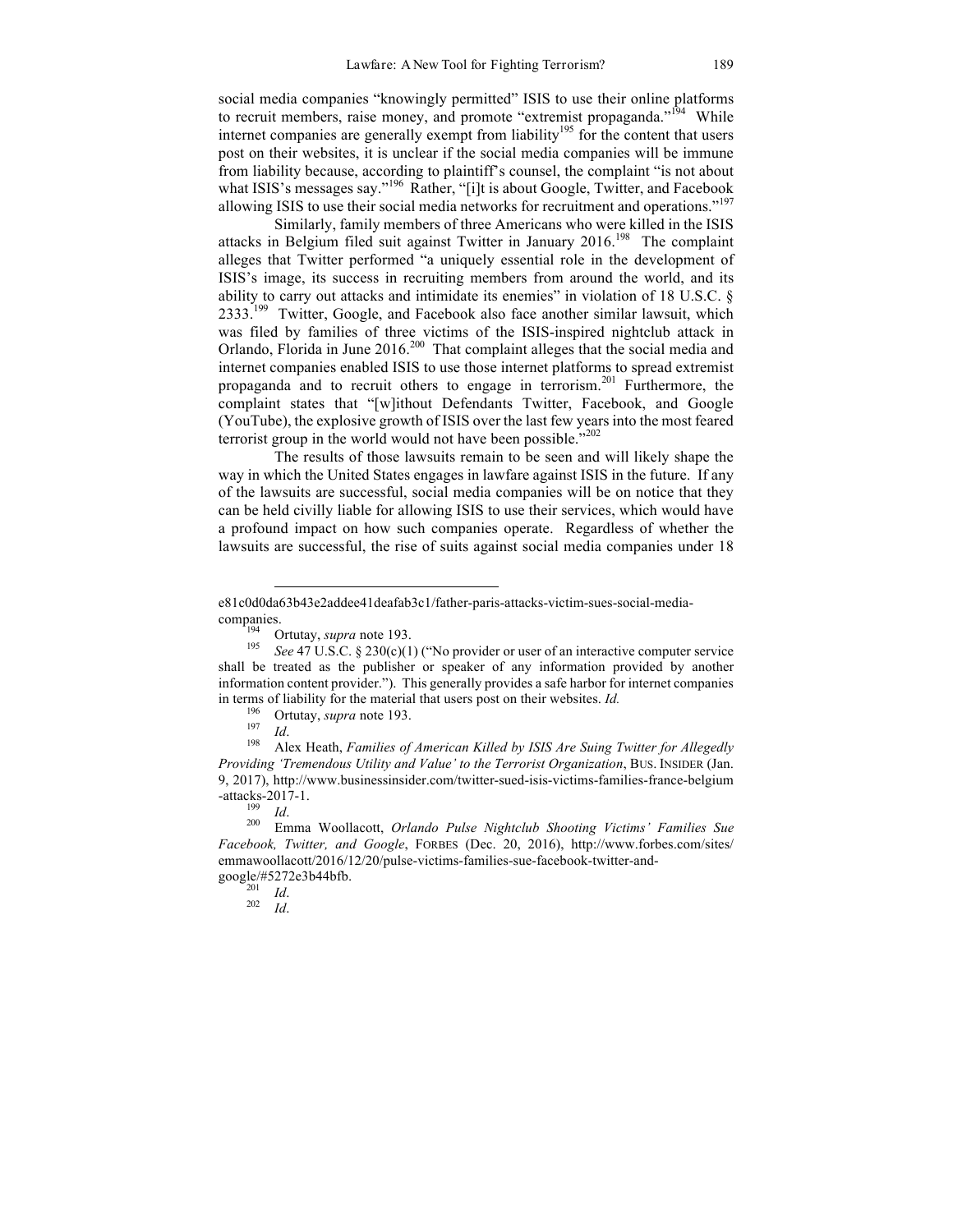social media companies "knowingly permitted" ISIS to use their online platforms to recruit members, raise money, and promote "extremist propaganda."[194] While internet companies are generally exempt from liability[195] for the content that users post on their websites, it is unclear if the social media companies will be immune from liability because, according to plaintiff's counsel, the complaint "is not about what ISIS's messages say."[196] Rather, "[i]t is about Google, Twitter, and Facebook allowing ISIS to use their social media networks for recruitment and operations."[197]

Similarly, family members of three Americans who were killed in the ISIS attacks in Belgium filed suit against Twitter in January 2016.[198] The complaint alleges that Twitter performed "a uniquely essential role in the development of ISIS's image, its success in recruiting members from around the world, and its ability to carry out attacks and intimidate its enemies" in violation of 18 U.S.C. § 2333.[199] Twitter, Google, and Facebook also face another similar lawsuit, which was filed by families of three victims of the ISIS-inspired nightclub attack in Orlando, Florida in June 2016.[200] That complaint alleges that the social media and internet companies enabled ISIS to use those internet platforms to spread extremist propaganda and to recruit others to engage in terrorism.[201] Furthermore, the complaint states that "[w]ithout Defendants Twitter, Facebook, and Google (YouTube), the explosive growth of ISIS over the last few years into the most feared terrorist group in the world would not have been possible."[202]

The results of those lawsuits remain to be seen and will likely shape the way in which the United States engages in lawfare against ISIS in the future. If any of the lawsuits are successful, social media companies will be on notice that they can be held civilly liable for allowing ISIS to use their services, which would have a profound impact on how such companies operate. Regardless of whether the lawsuits are successful, the rise of suits against social media companies under 18

---

e81c0d0da63b43e2addee41deafab3c1/father-paris-attacks-victim-sues-social-media-companies.

[194] Ortutay, *supra* note 193.

[195] *See* 47 U.S.C. § 230(c)(1) ("No provider or user of an interactive computer service shall be treated as the publisher or speaker of any information provided by another information content provider."). This generally provides a safe harbor for internet companies in terms of liability for the material that users post on their websites. *Id.*

[196] Ortutay, *supra* note 193.

[197] *Id*.

[198] Alex Heath, *Families of American Killed by ISIS Are Suing Twitter for Allegedly Providing 'Tremendous Utility and Value' to the Terrorist Organization*, BUS. INSIDER (Jan. 9, 2017), http://www.businessinsider.com/twitter-sued-isis-victims-families-france-belgium-attacks-2017-1.

[199] *Id*.

[200] Emma Woollacott, *Orlando Pulse Nightclub Shooting Victims' Families Sue Facebook, Twitter, and Google*, FORBES (Dec. 20, 2016), http://www.forbes.com/sites/emmawoollacott/2016/12/20/pulse-victims-families-sue-facebook-twitter-and-google/#5272e3b44bfb.

[201] *Id*.

[202] *Id*.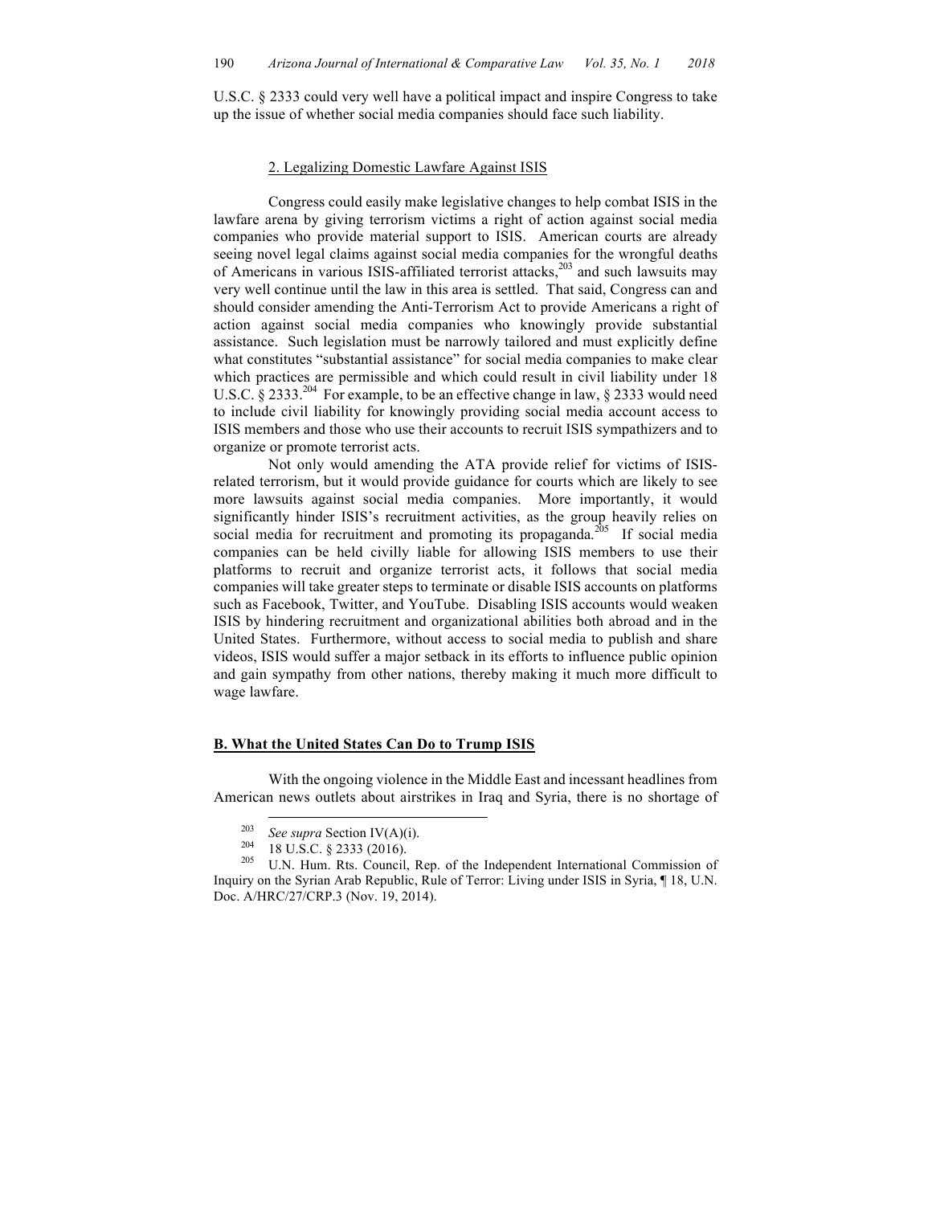U.S.C. § 2333 could very well have a political impact and inspire Congress to take up the issue of whether social media companies should face such liability.

### 2. Legalizing Domestic Lawfare Against ISIS

Congress could easily make legislative changes to help combat ISIS in the lawfare arena by giving terrorism victims a right of action against social media companies who provide material support to ISIS. American courts are already seeing novel legal claims against social media companies for the wrongful deaths of Americans in various ISIS-affiliated terrorist attacks,[203] and such lawsuits may very well continue until the law in this area is settled. That said, Congress can and should consider amending the Anti-Terrorism Act to provide Americans a right of action against social media companies who knowingly provide substantial assistance. Such legislation must be narrowly tailored and must explicitly define what constitutes "substantial assistance" for social media companies to make clear which practices are permissible and which could result in civil liability under 18 U.S.C. § 2333.[204] For example, to be an effective change in law, § 2333 would need to include civil liability for knowingly providing social media account access to ISIS members and those who use their accounts to recruit ISIS sympathizers and to organize or promote terrorist acts.

Not only would amending the ATA provide relief for victims of ISIS-related terrorism, but it would provide guidance for courts which are likely to see more lawsuits against social media companies. More importantly, it would significantly hinder ISIS's recruitment activities, as the group heavily relies on social media for recruitment and promoting its propaganda.[205] If social media companies can be held civilly liable for allowing ISIS members to use their platforms to recruit and organize terrorist acts, it follows that social media companies will take greater steps to terminate or disable ISIS accounts on platforms such as Facebook, Twitter, and YouTube. Disabling ISIS accounts would weaken ISIS by hindering recruitment and organizational abilities both abroad and in the United States. Furthermore, without access to social media to publish and share videos, ISIS would suffer a major setback in its efforts to influence public opinion and gain sympathy from other nations, thereby making it much more difficult to wage lawfare.

## B. What the United States Can Do to Trump ISIS

With the ongoing violence in the Middle East and incessant headlines from American news outlets about airstrikes in Iraq and Syria, there is no shortage of

---

[203] *See supra* Section IV(A)(i).

[204] 18 U.S.C. § 2333 (2016).

[205] U.N. Hum. Rts. Council, Rep. of the Independent International Commission of Inquiry on the Syrian Arab Republic, Rule of Terror: Living under ISIS in Syria, ¶ 18, U.N. Doc. A/HRC/27/CRP.3 (Nov. 19, 2014).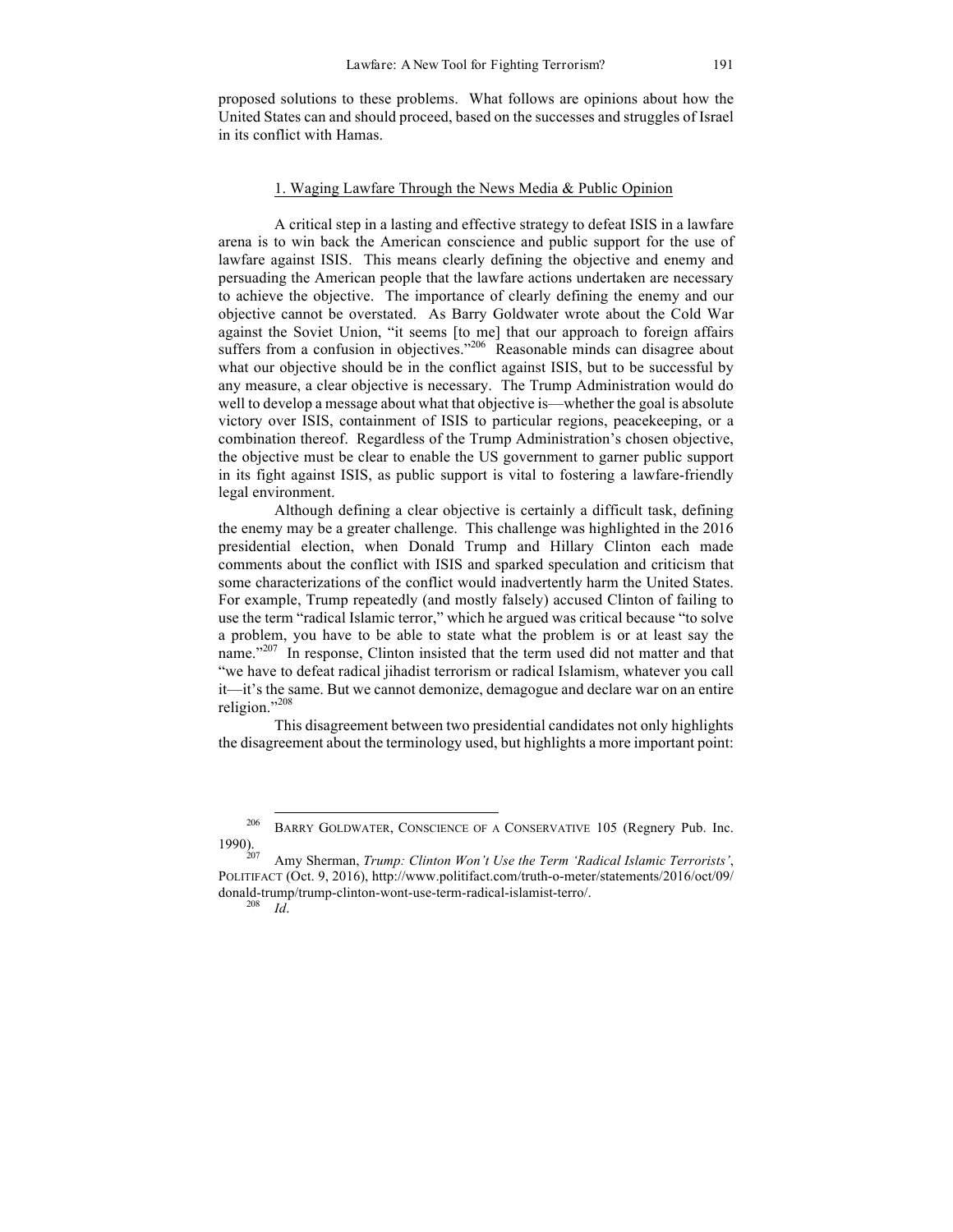proposed solutions to these problems. What follows are opinions about how the United States can and should proceed, based on the successes and struggles of Israel in its conflict with Hamas.

### 1. Waging Lawfare Through the News Media & Public Opinion

A critical step in a lasting and effective strategy to defeat ISIS in a lawfare arena is to win back the American conscience and public support for the use of lawfare against ISIS. This means clearly defining the objective and enemy and persuading the American people that the lawfare actions undertaken are necessary to achieve the objective. The importance of clearly defining the enemy and our objective cannot be overstated. As Barry Goldwater wrote about the Cold War against the Soviet Union, "it seems [to me] that our approach to foreign affairs suffers from a confusion in objectives."[206] Reasonable minds can disagree about what our objective should be in the conflict against ISIS, but to be successful by any measure, a clear objective is necessary. The Trump Administration would do well to develop a message about what that objective is—whether the goal is absolute victory over ISIS, containment of ISIS to particular regions, peacekeeping, or a combination thereof. Regardless of the Trump Administration's chosen objective, the objective must be clear to enable the US government to garner public support in its fight against ISIS, as public support is vital to fostering a lawfare-friendly legal environment.

Although defining a clear objective is certainly a difficult task, defining the enemy may be a greater challenge. This challenge was highlighted in the 2016 presidential election, when Donald Trump and Hillary Clinton each made comments about the conflict with ISIS and sparked speculation and criticism that some characterizations of the conflict would inadvertently harm the United States. For example, Trump repeatedly (and mostly falsely) accused Clinton of failing to use the term "radical Islamic terror," which he argued was critical because "to solve a problem, you have to be able to state what the problem is or at least say the name."[207] In response, Clinton insisted that the term used did not matter and that "we have to defeat radical jihadist terrorism or radical Islamism, whatever you call it—it's the same. But we cannot demonize, demagogue and declare war on an entire religion."[208]

This disagreement between two presidential candidates not only highlights the disagreement about the terminology used, but highlights a more important point:

---

[206] BARRY GOLDWATER, CONSCIENCE OF A CONSERVATIVE 105 (Regnery Pub. Inc. 1990).

[207] Amy Sherman, *Trump: Clinton Won't Use the Term 'Radical Islamic Terrorists'*, POLITIFACT (Oct. 9, 2016), http://www.politifact.com/truth-o-meter/statements/2016/oct/09/donald-trump/trump-clinton-wont-use-term-radical-islamist-terro/.

[208] *Id*.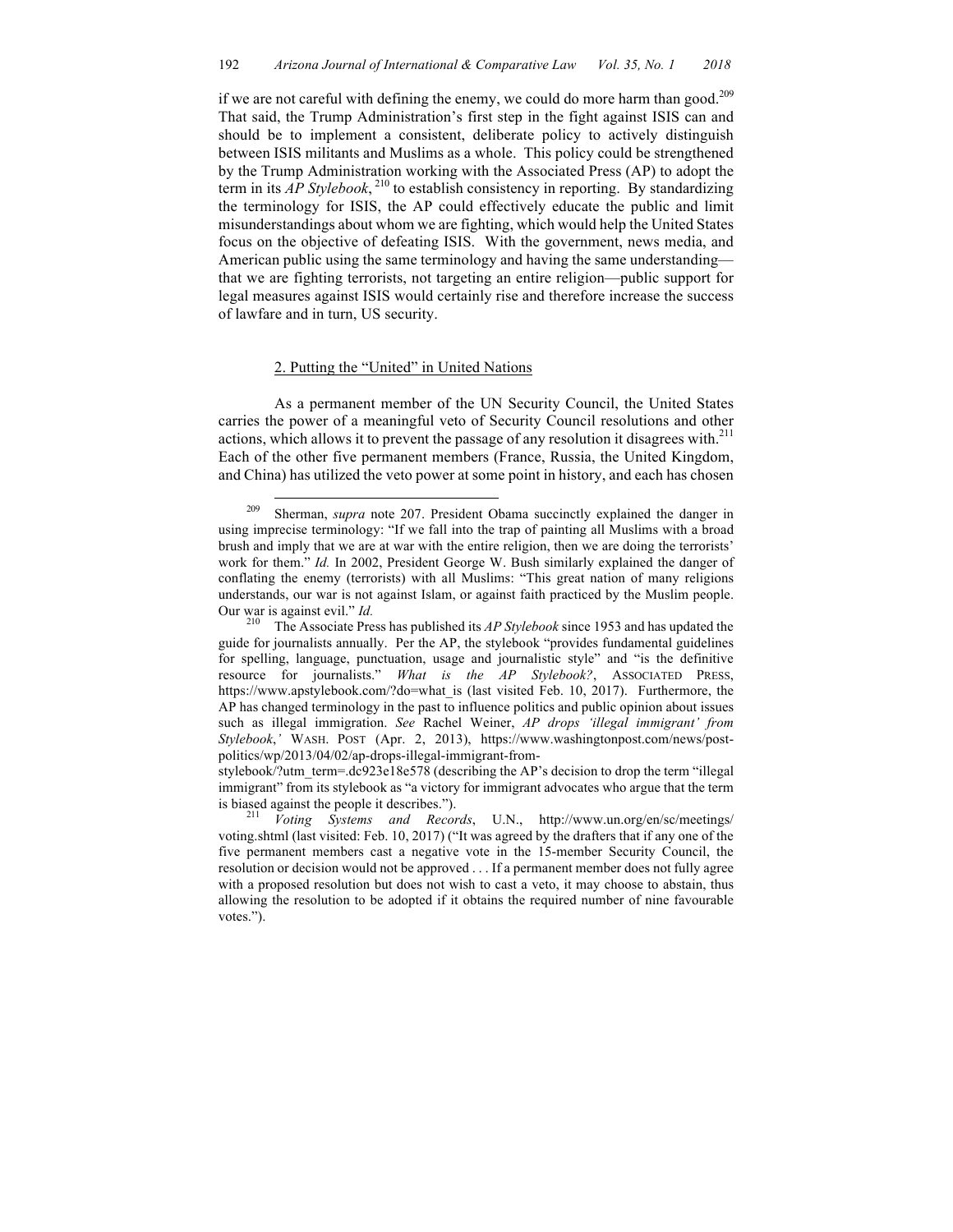if we are not careful with defining the enemy, we could do more harm than good.[209] That said, the Trump Administration's first step in the fight against ISIS can and should be to implement a consistent, deliberate policy to actively distinguish between ISIS militants and Muslims as a whole. This policy could be strengthened by the Trump Administration working with the Associated Press (AP) to adopt the term in its *AP Stylebook*, [210] to establish consistency in reporting. By standardizing the terminology for ISIS, the AP could effectively educate the public and limit misunderstandings about whom we are fighting, which would help the United States focus on the objective of defeating ISIS. With the government, news media, and American public using the same terminology and having the same understanding—that we are fighting terrorists, not targeting an entire religion—public support for legal measures against ISIS would certainly rise and therefore increase the success of lawfare and in turn, US security.

### 2. Putting the "United" in United Nations

As a permanent member of the UN Security Council, the United States carries the power of a meaningful veto of Security Council resolutions and other actions, which allows it to prevent the passage of any resolution it disagrees with.[211] Each of the other five permanent members (France, Russia, the United Kingdom, and China) has utilized the veto power at some point in history, and each has chosen

---

[209] Sherman, *supra* note 207. President Obama succinctly explained the danger in using imprecise terminology: "If we fall into the trap of painting all Muslims with a broad brush and imply that we are at war with the entire religion, then we are doing the terrorists' work for them." *Id.* In 2002, President George W. Bush similarly explained the danger of conflating the enemy (terrorists) with all Muslims: "This great nation of many religions understands, our war is not against Islam, or against faith practiced by the Muslim people. Our war is against evil." *Id.*

[210] The Associate Press has published its *AP Stylebook* since 1953 and has updated the guide for journalists annually. Per the AP, the stylebook "provides fundamental guidelines for spelling, language, punctuation, usage and journalistic style" and "is the definitive resource for journalists." *What is the AP Stylebook?*, ASSOCIATED PRESS, https://www.apstylebook.com/?do=what_is (last visited Feb. 10, 2017). Furthermore, the AP has changed terminology in the past to influence politics and public opinion about issues such as illegal immigration. *See* Rachel Weiner, *AP drops 'illegal immigrant' from Stylebook,'* WASH. POST (Apr. 2, 2013), https://www.washingtonpost.com/news/post-politics/wp/2013/04/02/ap-drops-illegal-immigrant-from-stylebook/?utm_term=.dc923e18e578 (describing the AP's decision to drop the term "illegal immigrant" from its stylebook as "a victory for immigrant advocates who argue that the term is biased against the people it describes.").

[211] *Voting Systems and Records*, U.N., http://www.un.org/en/sc/meetings/voting.shtml (last visited: Feb. 10, 2017) ("It was agreed by the drafters that if any one of the five permanent members cast a negative vote in the 15-member Security Council, the resolution or decision would not be approved . . . If a permanent member does not fully agree with a proposed resolution but does not wish to cast a veto, it may choose to abstain, thus allowing the resolution to be adopted if it obtains the required number of nine favourable votes.").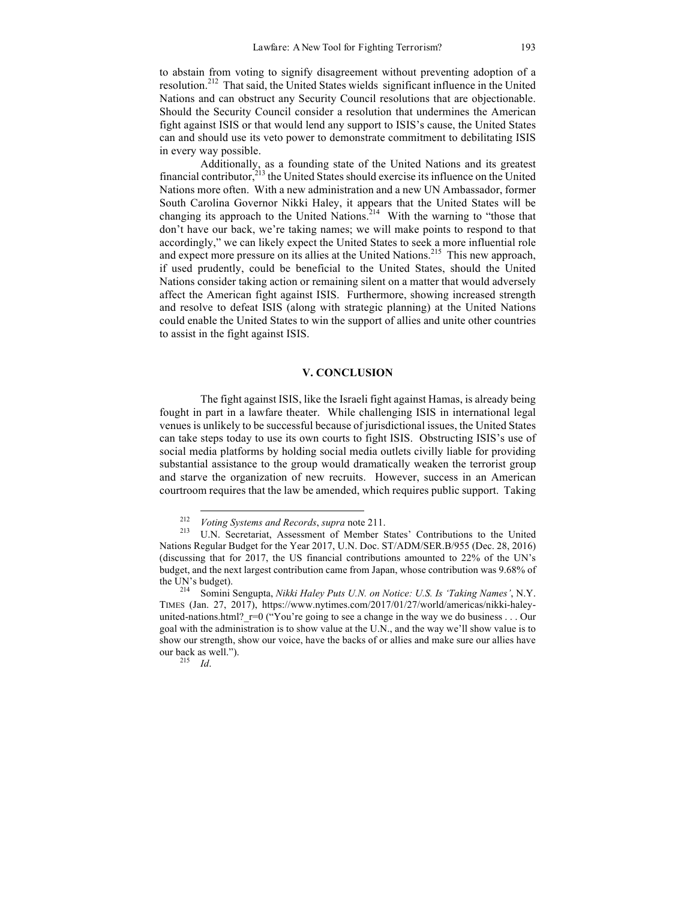to abstain from voting to signify disagreement without preventing adoption of a resolution.[212] That said, the United States wields significant influence in the United Nations and can obstruct any Security Council resolutions that are objectionable. Should the Security Council consider a resolution that undermines the American fight against ISIS or that would lend any support to ISIS's cause, the United States can and should use its veto power to demonstrate commitment to debilitating ISIS in every way possible.

Additionally, as a founding state of the United Nations and its greatest financial contributor,[213] the United States should exercise its influence on the United Nations more often. With a new administration and a new UN Ambassador, former South Carolina Governor Nikki Haley, it appears that the United States will be changing its approach to the United Nations.[214] With the warning to "those that don't have our back, we're taking names; we will make points to respond to that accordingly," we can likely expect the United States to seek a more influential role and expect more pressure on its allies at the United Nations.[215] This new approach, if used prudently, could be beneficial to the United States, should the United Nations consider taking action or remaining silent on a matter that would adversely affect the American fight against ISIS. Furthermore, showing increased strength and resolve to defeat ISIS (along with strategic planning) at the United Nations could enable the United States to win the support of allies and unite other countries to assist in the fight against ISIS.

## V. CONCLUSION

The fight against ISIS, like the Israeli fight against Hamas, is already being fought in part in a lawfare theater. While challenging ISIS in international legal venues is unlikely to be successful because of jurisdictional issues, the United States can take steps today to use its own courts to fight ISIS. Obstructing ISIS's use of social media platforms by holding social media outlets civilly liable for providing substantial assistance to the group would dramatically weaken the terrorist group and starve the organization of new recruits. However, success in an American courtroom requires that the law be amended, which requires public support. Taking

---

[212] *Voting Systems and Records*, *supra* note 211.

[213] U.N. Secretariat, Assessment of Member States' Contributions to the United Nations Regular Budget for the Year 2017, U.N. Doc. ST/ADM/SER.B/955 (Dec. 28, 2016) (discussing that for 2017, the US financial contributions amounted to 22% of the UN's budget, and the next largest contribution came from Japan, whose contribution was 9.68% of the UN's budget).

[214] Somini Sengupta, *Nikki Haley Puts U.N. on Notice: U.S. Is 'Taking Names'*, N.Y. TIMES (Jan. 27, 2017), https://www.nytimes.com/2017/01/27/world/americas/nikki-haley-united-nations.html?_r=0 ("You're going to see a change in the way we do business . . . Our goal with the administration is to show value at the U.N., and the way we'll show value is to show our strength, show our voice, have the backs of or allies and make sure our allies have our back as well.").

[215] *Id*.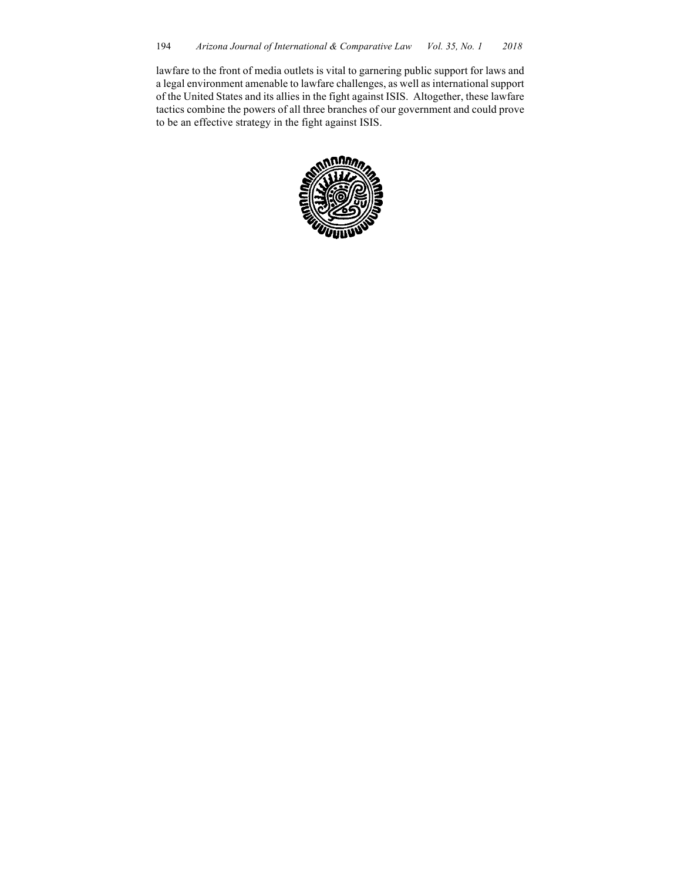lawfare to the front of media outlets is vital to garnering public support for laws and a legal environment amenable to lawfare challenges, as well as international support of the United States and its allies in the fight against ISIS. Altogether, these lawfare tactics combine the powers of all three branches of our government and could prove to be an effective strategy in the fight against ISIS.